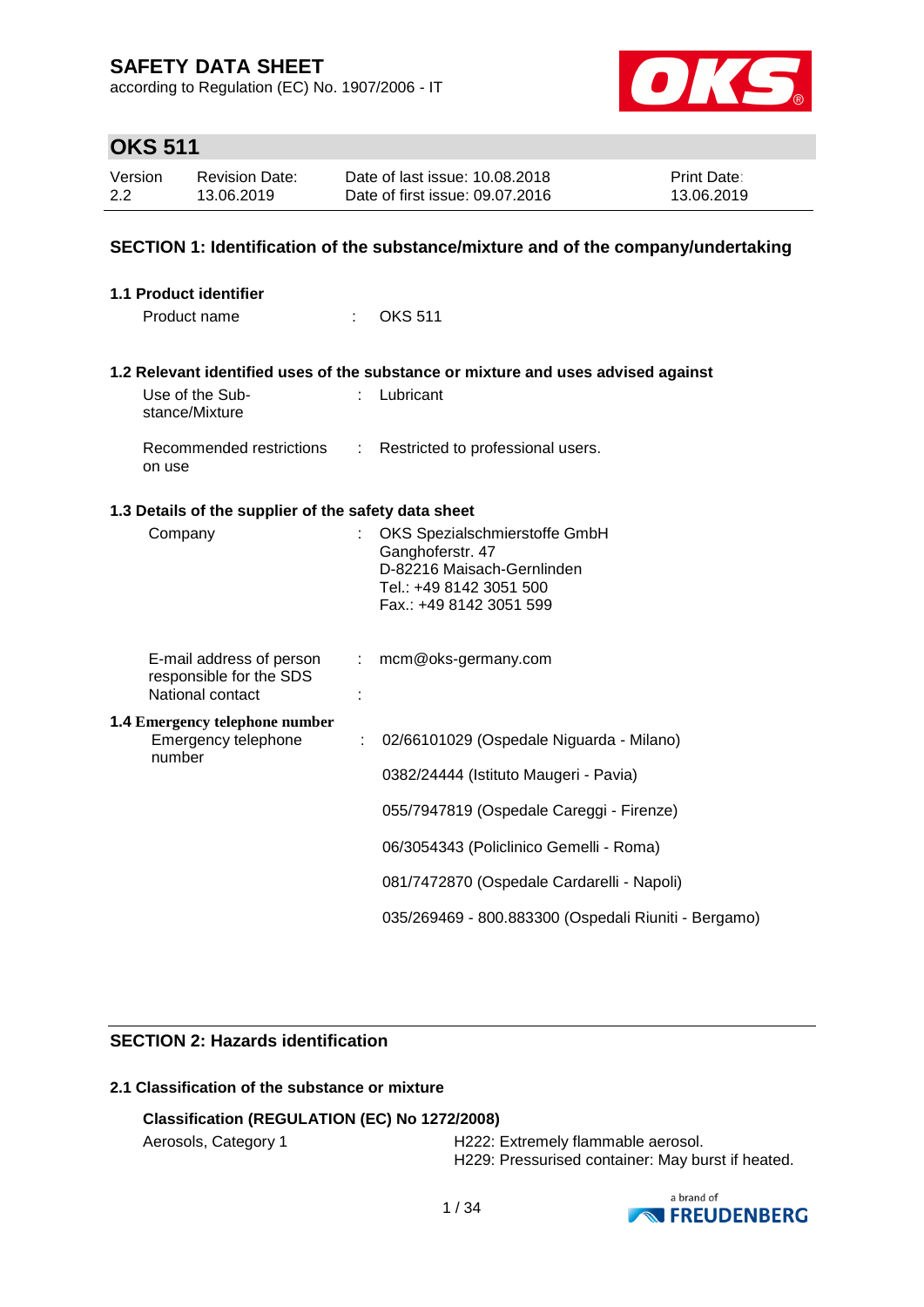# SAFETY DATA SHEET

according to Regulation (EC) No. 1907/2006 - IT

## OKS 511

| Version | Revision Date: | Date of last issue: 10.08.2018 | Print Date: |
|---|---|---|---|
| 2.2 | 13.06.2019 | Date of first issue: 09.07.2016 | 13.06.2019 |

## SECTION 1: Identification of the substance/mixture and of the company/undertaking

### 1.1 Product identifier

Product name : OKS 511

### 1.2 Relevant identified uses of the substance or mixture and uses advised against

Use of the Substance/Mixture : Lubricant

Recommended restrictions on use : Restricted to professional users.

### 1.3 Details of the supplier of the safety data sheet

Company : OKS Spezialschmierstoffe GmbH
Ganghoferstr. 47
D-82216 Maisach-Gernlinden
Tel.: +49 8142 3051 500
Fax.: +49 8142 3051 599

E-mail address of person responsible for the SDS : mcm@oks-germany.com

National contact :

### 1.4 Emergency telephone number

Emergency telephone number : 02/66101029 (Ospedale Niguarda - Milano)

0382/24444 (Istituto Maugeri - Pavia)

055/7947819 (Ospedale Careggi - Firenze)

06/3054343 (Policlinico Gemelli - Roma)

081/7472870 (Ospedale Cardarelli - Napoli)

035/269469 - 800.883300 (Ospedali Riuniti - Bergamo)

## SECTION 2: Hazards identification

### 2.1 Classification of the substance or mixture

**Classification (REGULATION (EC) No 1272/2008)**

Aerosols, Category 1 — H222: Extremely flammable aerosol.
H229: Pressurised container: May burst if heated.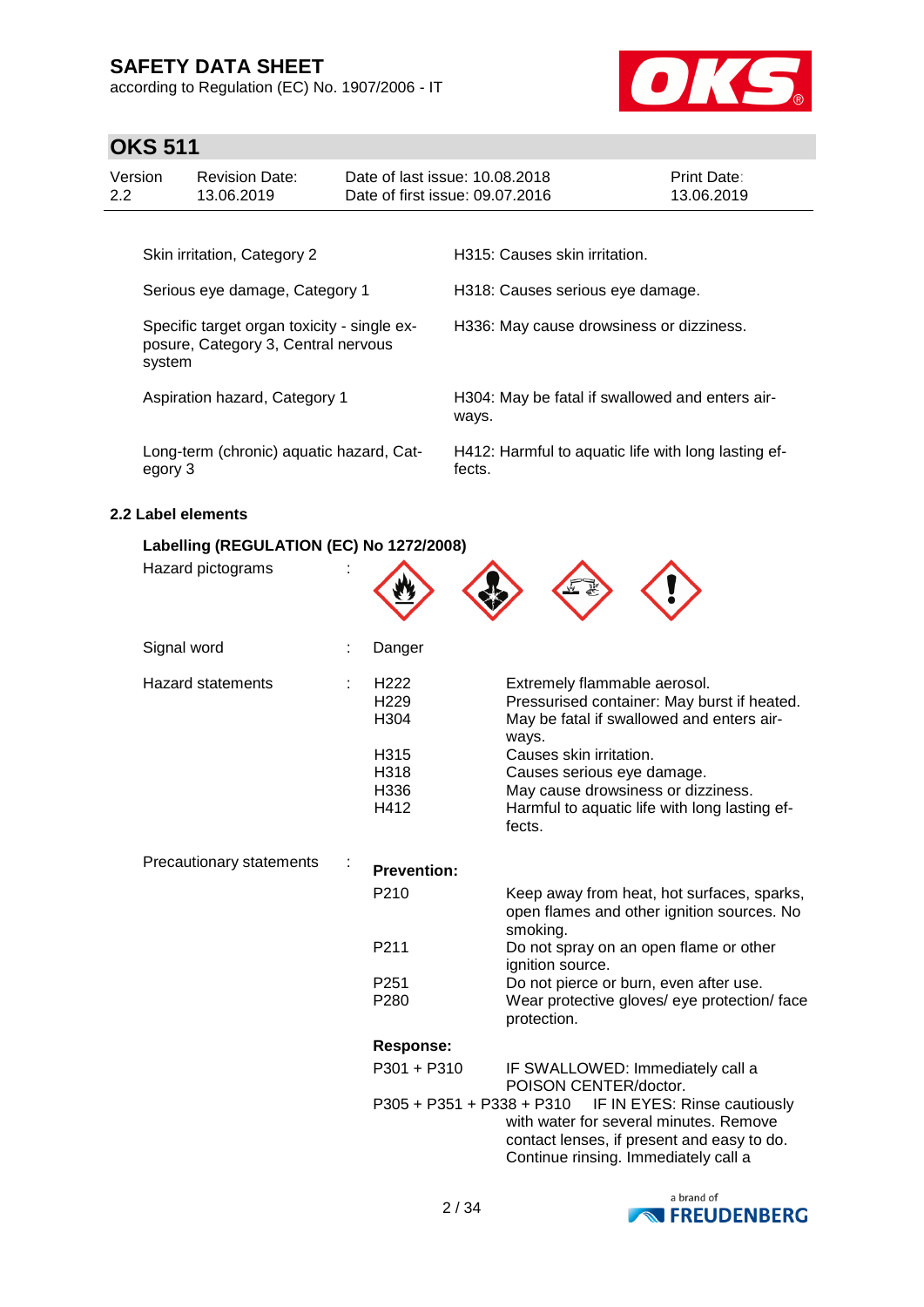| | |
|---|---|
| Skin irritation, Category 2 | H315: Causes skin irritation. |
| Serious eye damage, Category 1 | H318: Causes serious eye damage. |
| Specific target organ toxicity - single exposure, Category 3, Central nervous system | H336: May cause drowsiness or dizziness. |
| Aspiration hazard, Category 1 | H304: May be fatal if swallowed and enters airways. |
| Long-term (chronic) aquatic hazard, Category 3 | H412: Harmful to aquatic life with long lasting effects. |

**2.2 Label elements**

**Labelling (REGULATION (EC) No 1272/2008)**

Hazard pictograms :

Signal word : Danger

Hazard statements :

| | |
|---|---|
| H222 | Extremely flammable aerosol. |
| H229 | Pressurised container: May burst if heated. |
| H304 | May be fatal if swallowed and enters airways. |
| H315 | Causes skin irritation. |
| H318 | Causes serious eye damage. |
| H336 | May cause drowsiness or dizziness. |
| H412 | Harmful to aquatic life with long lasting effects. |

Precautionary statements :

**Prevention:**

| | |
|---|---|
| P210 | Keep away from heat, hot surfaces, sparks, open flames and other ignition sources. No smoking. |
| P211 | Do not spray on an open flame or other ignition source. |
| P251 | Do not pierce or burn, even after use. |
| P280 | Wear protective gloves/ eye protection/ face protection. |

**Response:**

| | |
|---|---|
| P301 + P310 | IF SWALLOWED: Immediately call a POISON CENTER/doctor. |
| P305 + P351 + P338 + P310 | IF IN EYES: Rinse cautiously with water for several minutes. Remove contact lenses, if present and easy to do. Continue rinsing. Immediately call a |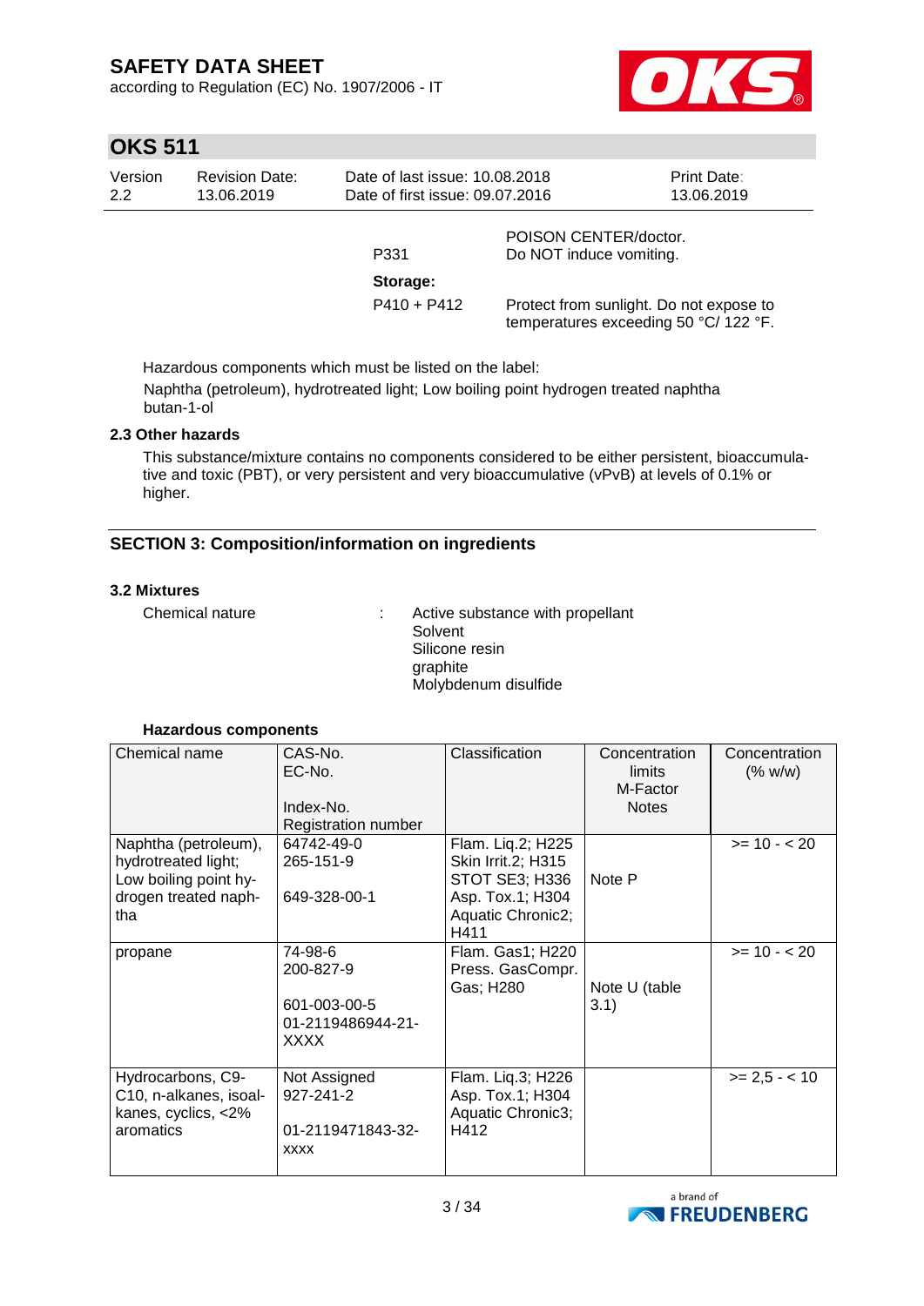| | |
|---|---|
| | POISON CENTER/doctor. |
| P331 | Do NOT induce vomiting. |
| **Storage:** | |
| P410 + P412 | Protect from sunlight. Do not expose to temperatures exceeding 50 °C/ 122 °F. |

Hazardous components which must be listed on the label:

Naphtha (petroleum), hydrotreated light; Low boiling point hydrogen treated naphtha
butan-1-ol

### 2.3 Other hazards

This substance/mixture contains no components considered to be either persistent, bioaccumulative and toxic (PBT), or very persistent and very bioaccumulative (vPvB) at levels of 0.1% or higher.

## SECTION 3: Composition/information on ingredients

### 3.2 Mixtures

Chemical nature : Active substance with propellant
Solvent
Silicone resin
graphite
Molybdenum disulfide

**Hazardous components**

| Chemical name | CAS-No.<br>EC-No.<br><br>Index-No.<br>Registration number | Classification | Concentration limits<br>M-Factor<br>Notes | Concentration (% w/w) |
|---|---|---|---|---|
| Naphtha (petroleum), hydrotreated light; Low boiling point hydrogen treated naphtha | 64742-49-0<br>265-151-9<br><br>649-328-00-1 | Flam. Liq.2; H225<br>Skin Irrit.2; H315<br>STOT SE3; H336<br>Asp. Tox.1; H304<br>Aquatic Chronic2; H411 | Note P | >= 10 - < 20 |
| propane | 74-98-6<br>200-827-9<br><br>601-003-00-5<br>01-2119486944-21-XXXX | Flam. Gas1; H220<br>Press. GasCompr. Gas; H280 | Note U (table 3.1) | >= 10 - < 20 |
| Hydrocarbons, C9-C10, n-alkanes, isoalkanes, cyclics, <2% aromatics | Not Assigned<br>927-241-2<br><br>01-2119471843-32-xxxx | Flam. Liq.3; H226<br>Asp. Tox.1; H304<br>Aquatic Chronic3; H412 | | >= 2,5 - < 10 |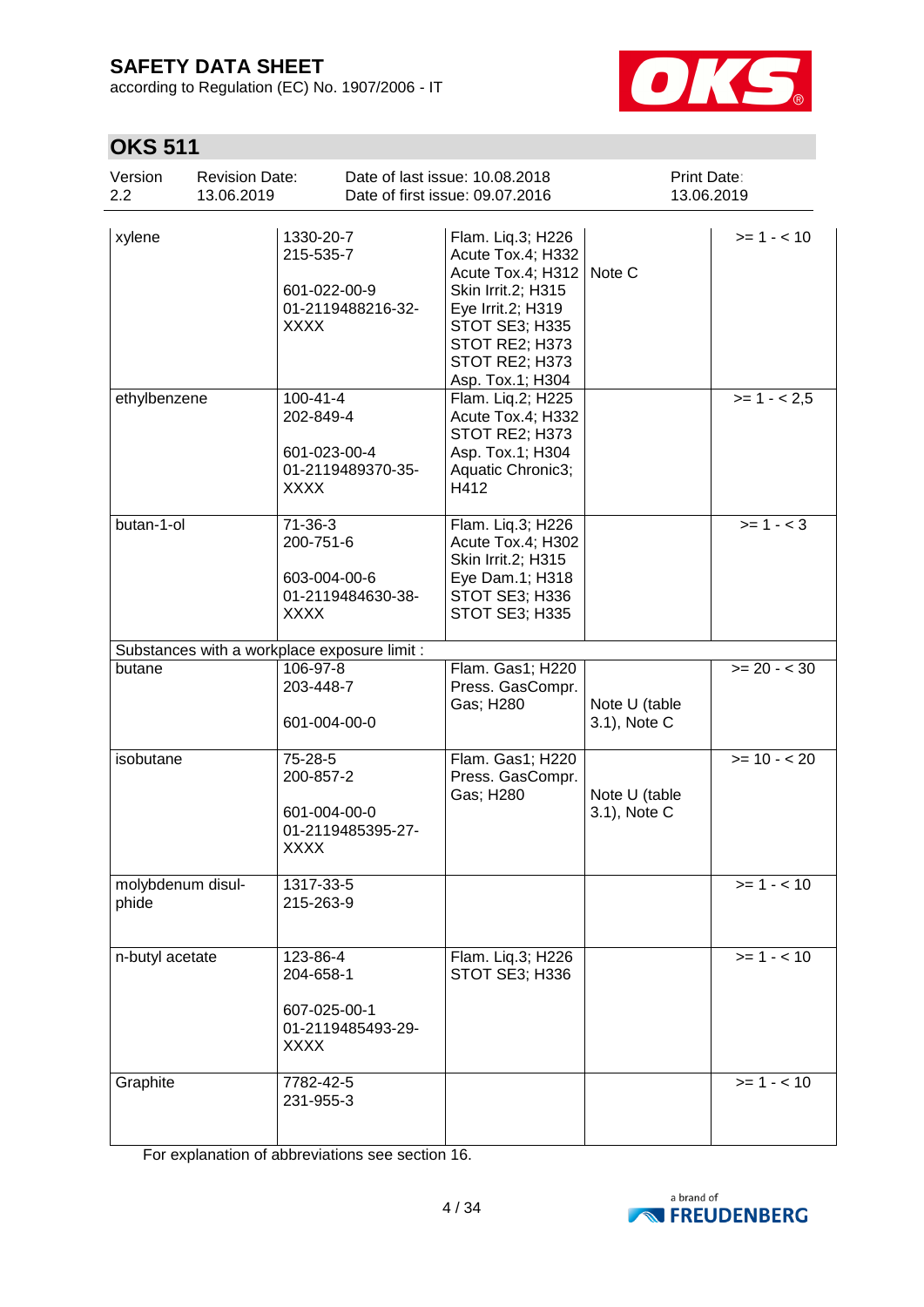| | | | | |
|---|---|---|---|---|
| xylene | 1330-20-7<br>215-535-7<br><br>601-022-00-9<br>01-2119488216-32-XXXX | Flam. Liq.3; H226<br>Acute Tox.4; H332<br>Acute Tox.4; H312<br>Skin Irrit.2; H315<br>Eye Irrit.2; H319<br>STOT SE3; H335<br>STOT RE2; H373<br>STOT RE2; H373<br>Asp. Tox.1; H304 | Note C | >= 1 - < 10 |
| ethylbenzene | 100-41-4<br>202-849-4<br><br>601-023-00-4<br>01-2119489370-35-XXXX | Flam. Liq.2; H225<br>Acute Tox.4; H332<br>STOT RE2; H373<br>Asp. Tox.1; H304<br>Aquatic Chronic3; H412 | | >= 1 - < 2,5 |
| butan-1-ol | 71-36-3<br>200-751-6<br><br>603-004-00-6<br>01-2119484630-38-XXXX | Flam. Liq.3; H226<br>Acute Tox.4; H302<br>Skin Irrit.2; H315<br>Eye Dam.1; H318<br>STOT SE3; H336<br>STOT SE3; H335 | | >= 1 - < 3 |
| Substances with a workplace exposure limit : | | | | |
| butane | 106-97-8<br>203-448-7<br><br>601-004-00-0 | Flam. Gas1; H220<br>Press. GasCompr. Gas; H280 | Note U (table 3.1), Note C | >= 20 - < 30 |
| isobutane | 75-28-5<br>200-857-2<br><br>601-004-00-0<br>01-2119485395-27-XXXX | Flam. Gas1; H220<br>Press. GasCompr. Gas; H280 | Note U (table 3.1), Note C | >= 10 - < 20 |
| molybdenum disulphide | 1317-33-5<br>215-263-9 | | | >= 1 - < 10 |
| n-butyl acetate | 123-86-4<br>204-658-1<br><br>607-025-00-1<br>01-2119485493-29-XXXX | Flam. Liq.3; H226<br>STOT SE3; H336 | | >= 1 - < 10 |
| Graphite | 7782-42-5<br>231-955-3 | | | >= 1 - < 10 |

For explanation of abbreviations see section 16.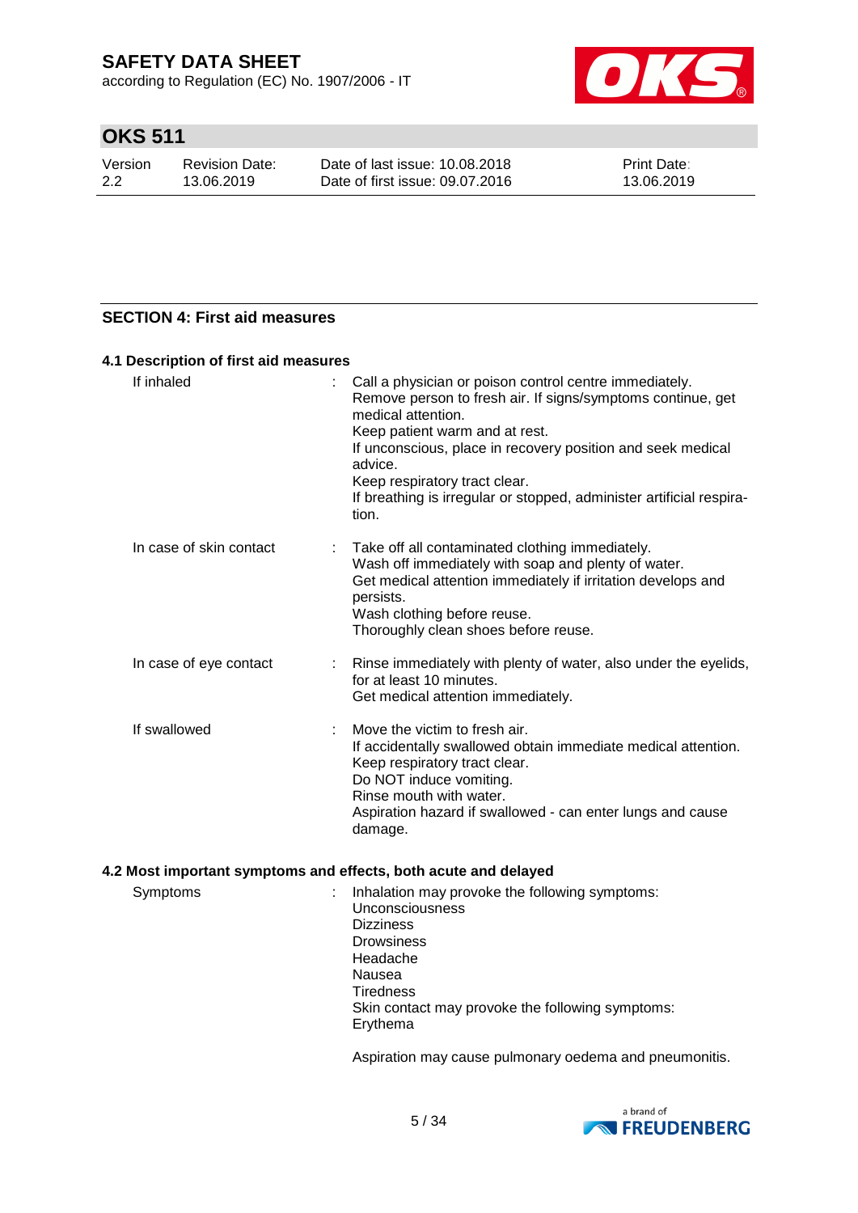## SECTION 4: First aid measures

### 4.1 Description of first aid measures

| | |
|---|---|
| If inhaled | : Call a physician or poison control centre immediately.<br>Remove person to fresh air. If signs/symptoms continue, get medical attention.<br>Keep patient warm and at rest.<br>If unconscious, place in recovery position and seek medical advice.<br>Keep respiratory tract clear.<br>If breathing is irregular or stopped, administer artificial respiration. |
| In case of skin contact | : Take off all contaminated clothing immediately.<br>Wash off immediately with soap and plenty of water.<br>Get medical attention immediately if irritation develops and persists.<br>Wash clothing before reuse.<br>Thoroughly clean shoes before reuse. |
| In case of eye contact | : Rinse immediately with plenty of water, also under the eyelids, for at least 10 minutes.<br>Get medical attention immediately. |
| If swallowed | : Move the victim to fresh air.<br>If accidentally swallowed obtain immediate medical attention.<br>Keep respiratory tract clear.<br>Do NOT induce vomiting.<br>Rinse mouth with water.<br>Aspiration hazard if swallowed - can enter lungs and cause damage. |

### 4.2 Most important symptoms and effects, both acute and delayed

| | |
|---|---|
| Symptoms | : Inhalation may provoke the following symptoms:<br>Unconsciousness<br>Dizziness<br>Drowsiness<br>Headache<br>Nausea<br>Tiredness<br>Skin contact may provoke the following symptoms:<br>Erythema<br><br>Aspiration may cause pulmonary oedema and pneumonitis. |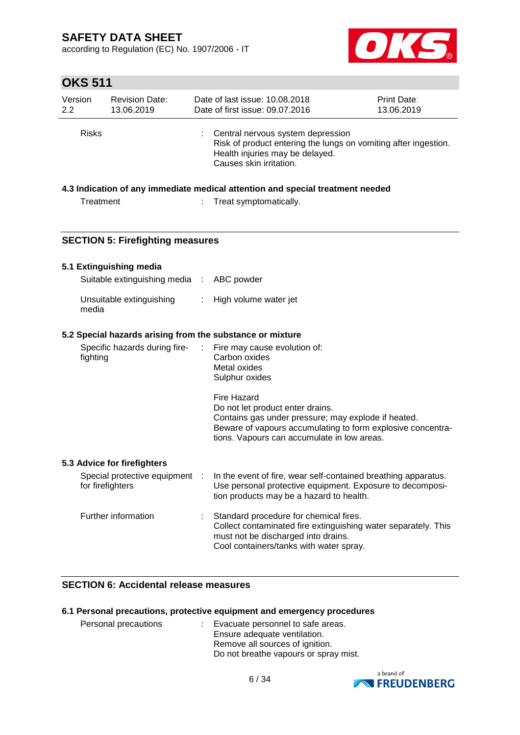| | | |
|---|---|---|
| Risks | : | Central nervous system depression<br>Risk of product entering the lungs on vomiting after ingestion.<br>Health injuries may be delayed.<br>Causes skin irritation. |

### 4.3 Indication of any immediate medical attention and special treatment needed

| | | |
|---|---|---|
| Treatment | : | Treat symptomatically. |

## SECTION 5: Firefighting measures

### 5.1 Extinguishing media

| | | |
|---|---|---|
| Suitable extinguishing media | : | ABC powder |
| Unsuitable extinguishing media | : | High volume water jet |

### 5.2 Special hazards arising from the substance or mixture

| | | |
|---|---|---|
| Specific hazards during fire-fighting | : | Fire may cause evolution of:<br>Carbon oxides<br>Metal oxides<br>Sulphur oxides<br><br>Fire Hazard<br>Do not let product enter drains.<br>Contains gas under pressure; may explode if heated.<br>Beware of vapours accumulating to form explosive concentrations. Vapours can accumulate in low areas. |

### 5.3 Advice for firefighters

| | | |
|---|---|---|
| Special protective equipment for firefighters | : | In the event of fire, wear self-contained breathing apparatus.<br>Use personal protective equipment. Exposure to decomposition products may be a hazard to health. |
| Further information | : | Standard procedure for chemical fires.<br>Collect contaminated fire extinguishing water separately. This must not be discharged into drains.<br>Cool containers/tanks with water spray. |

## SECTION 6: Accidental release measures

### 6.1 Personal precautions, protective equipment and emergency procedures

| | | |
|---|---|---|
| Personal precautions | : | Evacuate personnel to safe areas.<br>Ensure adequate ventilation.<br>Remove all sources of ignition.<br>Do not breathe vapours or spray mist. |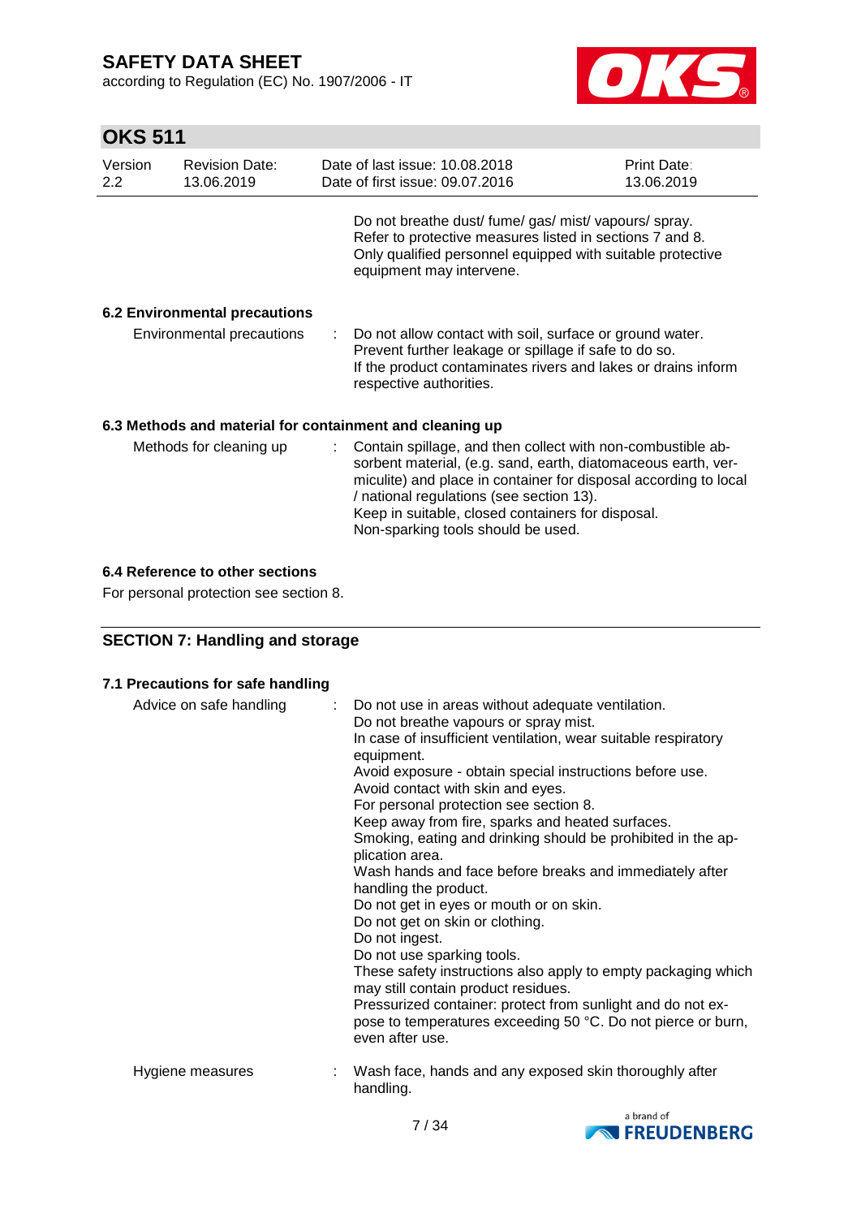Do not breathe dust/ fume/ gas/ mist/ vapours/ spray.
Refer to protective measures listed in sections 7 and 8.
Only qualified personnel equipped with suitable protective equipment may intervene.

### 6.2 Environmental precautions

Environmental precautions : Do not allow contact with soil, surface or ground water.
Prevent further leakage or spillage if safe to do so.
If the product contaminates rivers and lakes or drains inform respective authorities.

### 6.3 Methods and material for containment and cleaning up

Methods for cleaning up : Contain spillage, and then collect with non-combustible absorbent material, (e.g. sand, earth, diatomaceous earth, vermiculite) and place in container for disposal according to local / national regulations (see section 13).
Keep in suitable, closed containers for disposal.
Non-sparking tools should be used.

### 6.4 Reference to other sections

For personal protection see section 8.

## SECTION 7: Handling and storage

### 7.1 Precautions for safe handling

Advice on safe handling : Do not use in areas without adequate ventilation.
Do not breathe vapours or spray mist.
In case of insufficient ventilation, wear suitable respiratory equipment.
Avoid exposure - obtain special instructions before use.
Avoid contact with skin and eyes.
For personal protection see section 8.
Keep away from fire, sparks and heated surfaces.
Smoking, eating and drinking should be prohibited in the application area.
Wash hands and face before breaks and immediately after handling the product.
Do not get in eyes or mouth or on skin.
Do not get on skin or clothing.
Do not ingest.
Do not use sparking tools.
These safety instructions also apply to empty packaging which may still contain product residues.
Pressurized container: protect from sunlight and do not expose to temperatures exceeding 50 °C. Do not pierce or burn, even after use.

Hygiene measures : Wash face, hands and any exposed skin thoroughly after handling.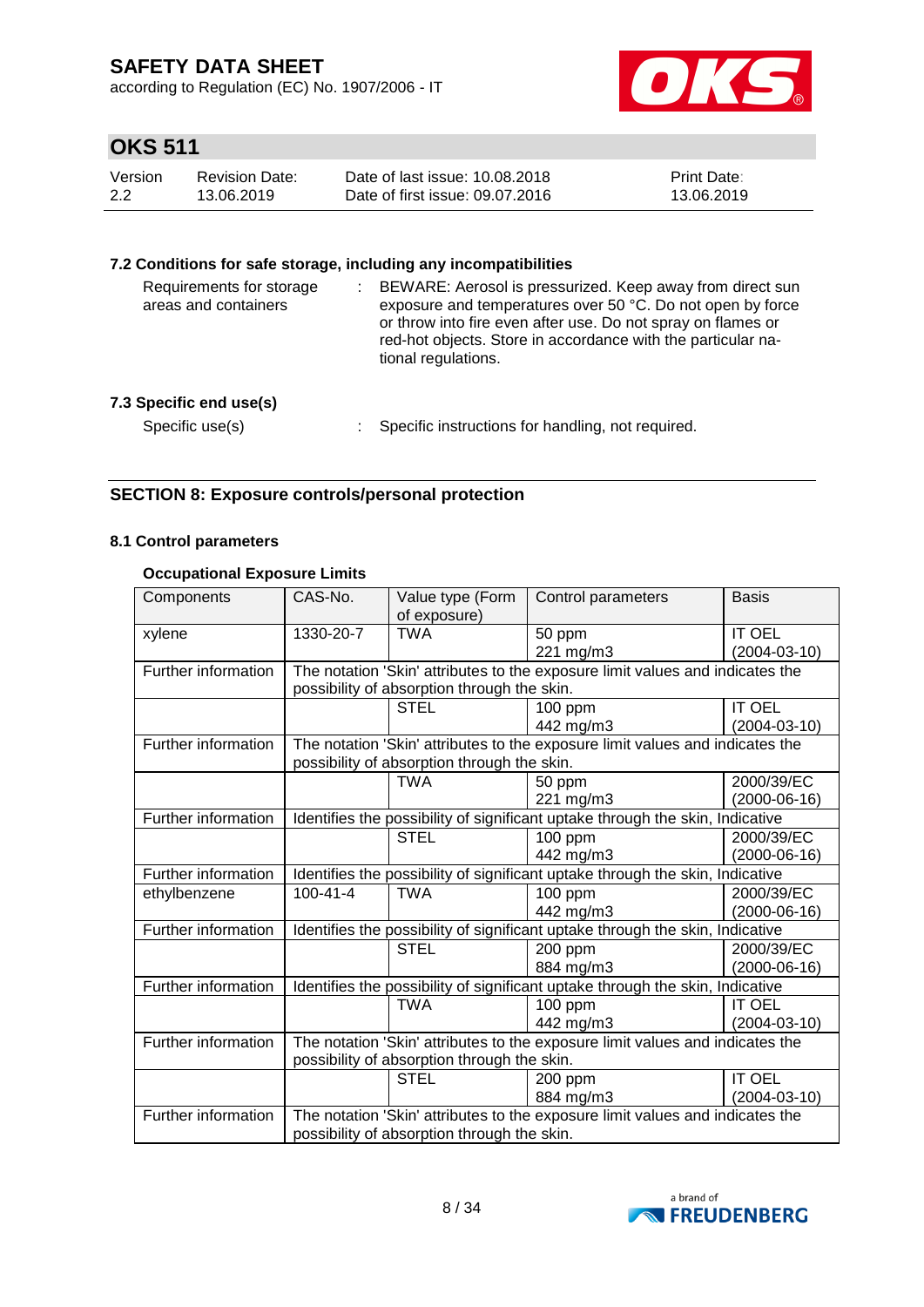### 7.2 Conditions for safe storage, including any incompatibilities

Requirements for storage areas and containers : BEWARE: Aerosol is pressurized. Keep away from direct sun exposure and temperatures over 50 °C. Do not open by force or throw into fire even after use. Do not spray on flames or red-hot objects. Store in accordance with the particular national regulations.

### 7.3 Specific end use(s)

Specific use(s) : Specific instructions for handling, not required.

## SECTION 8: Exposure controls/personal protection

### 8.1 Control parameters

**Occupational Exposure Limits**

| Components | CAS-No. | Value type (Form of exposure) | Control parameters | Basis |
|---|---|---|---|---|
| xylene | 1330-20-7 | TWA | 50 ppm<br>221 mg/m3 | IT OEL<br>(2004-03-10) |
| Further information | The notation 'Skin' attributes to the exposure limit values and indicates the possibility of absorption through the skin. | | | |
| | | STEL | 100 ppm<br>442 mg/m3 | IT OEL<br>(2004-03-10) |
| Further information | The notation 'Skin' attributes to the exposure limit values and indicates the possibility of absorption through the skin. | | | |
| | | TWA | 50 ppm<br>221 mg/m3 | 2000/39/EC<br>(2000-06-16) |
| Further information | Identifies the possibility of significant uptake through the skin, Indicative | | | |
| | | STEL | 100 ppm<br>442 mg/m3 | 2000/39/EC<br>(2000-06-16) |
| Further information | Identifies the possibility of significant uptake through the skin, Indicative | | | |
| ethylbenzene | 100-41-4 | TWA | 100 ppm<br>442 mg/m3 | 2000/39/EC<br>(2000-06-16) |
| Further information | Identifies the possibility of significant uptake through the skin, Indicative | | | |
| | | STEL | 200 ppm<br>884 mg/m3 | 2000/39/EC<br>(2000-06-16) |
| Further information | Identifies the possibility of significant uptake through the skin, Indicative | | | |
| | | TWA | 100 ppm<br>442 mg/m3 | IT OEL<br>(2004-03-10) |
| Further information | The notation 'Skin' attributes to the exposure limit values and indicates the possibility of absorption through the skin. | | | |
| | | STEL | 200 ppm<br>884 mg/m3 | IT OEL<br>(2004-03-10) |
| Further information | The notation 'Skin' attributes to the exposure limit values and indicates the possibility of absorption through the skin. | | | |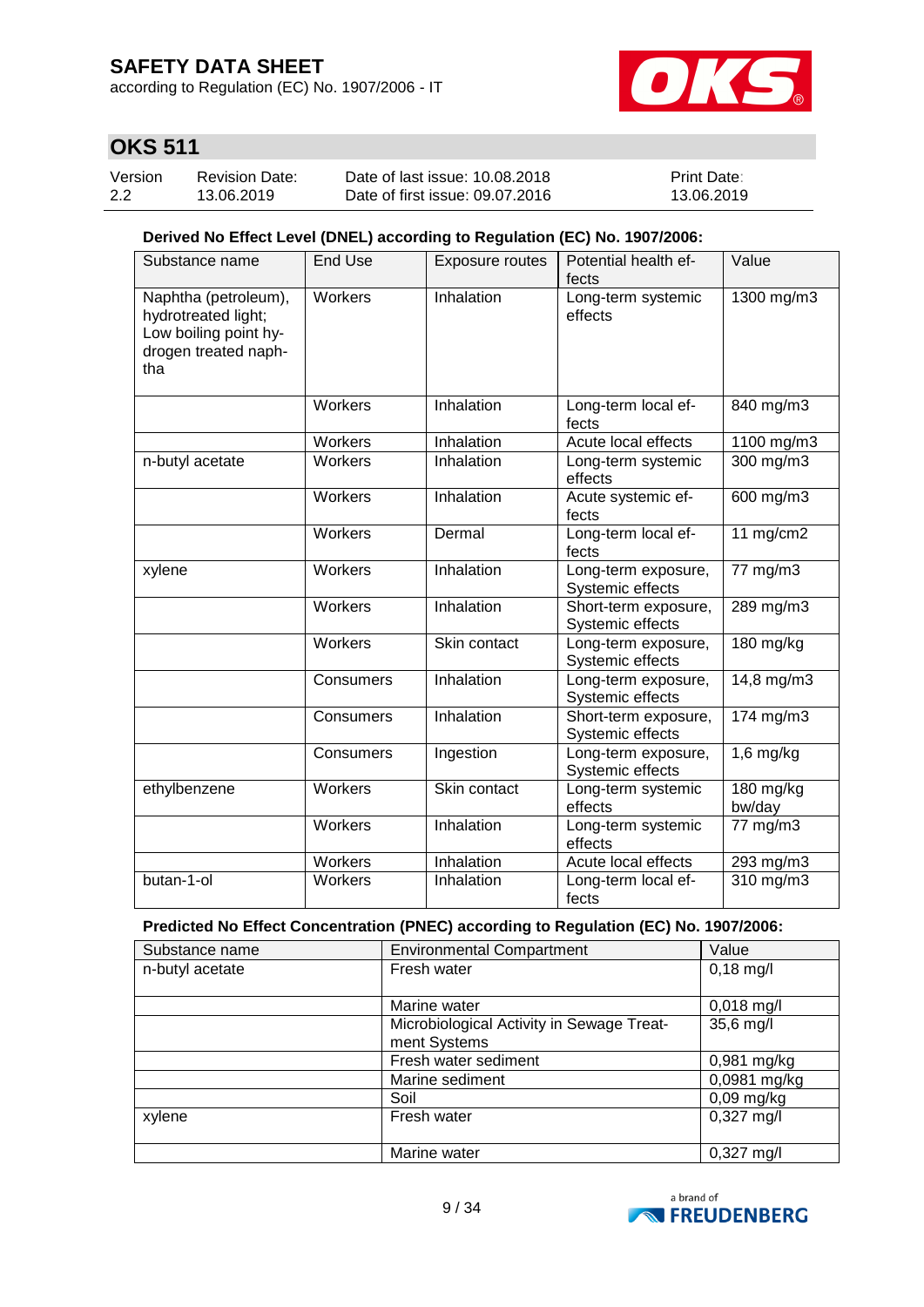**Derived No Effect Level (DNEL) according to Regulation (EC) No. 1907/2006:**

| Substance name | End Use | Exposure routes | Potential health effects | Value |
|---|---|---|---|---|
| Naphtha (petroleum), hydrotreated light; Low boiling point hydrogen treated naphtha | Workers | Inhalation | Long-term systemic effects | 1300 mg/m3 |
| | Workers | Inhalation | Long-term local effects | 840 mg/m3 |
| | Workers | Inhalation | Acute local effects | 1100 mg/m3 |
| n-butyl acetate | Workers | Inhalation | Long-term systemic effects | 300 mg/m3 |
| | Workers | Inhalation | Acute systemic effects | 600 mg/m3 |
| | Workers | Dermal | Long-term local effects | 11 mg/cm2 |
| xylene | Workers | Inhalation | Long-term exposure, Systemic effects | 77 mg/m3 |
| | Workers | Inhalation | Short-term exposure, Systemic effects | 289 mg/m3 |
| | Workers | Skin contact | Long-term exposure, Systemic effects | 180 mg/kg |
| | Consumers | Inhalation | Long-term exposure, Systemic effects | 14,8 mg/m3 |
| | Consumers | Inhalation | Short-term exposure, Systemic effects | 174 mg/m3 |
| | Consumers | Ingestion | Long-term exposure, Systemic effects | 1,6 mg/kg |
| ethylbenzene | Workers | Skin contact | Long-term systemic effects | 180 mg/kg bw/day |
| | Workers | Inhalation | Long-term systemic effects | 77 mg/m3 |
| | Workers | Inhalation | Acute local effects | 293 mg/m3 |
| butan-1-ol | Workers | Inhalation | Long-term local effects | 310 mg/m3 |

**Predicted No Effect Concentration (PNEC) according to Regulation (EC) No. 1907/2006:**

| Substance name | Environmental Compartment | Value |
|---|---|---|
| n-butyl acetate | Fresh water | 0,18 mg/l |
| | Marine water | 0,018 mg/l |
| | Microbiological Activity in Sewage Treatment Systems | 35,6 mg/l |
| | Fresh water sediment | 0,981 mg/kg |
| | Marine sediment | 0,0981 mg/kg |
| | Soil | 0,09 mg/kg |
| xylene | Fresh water | 0,327 mg/l |
| | Marine water | 0,327 mg/l |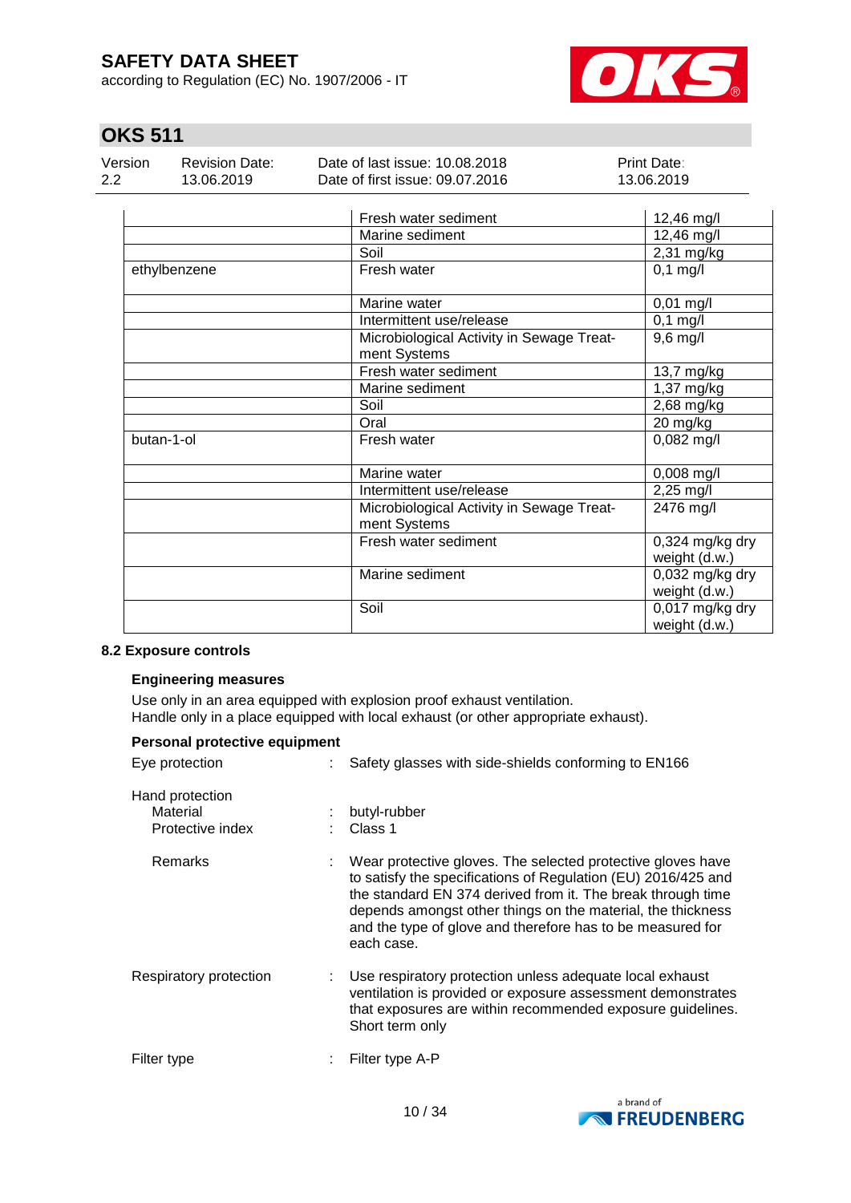| | | |
|---|---|---|
| | Fresh water sediment | 12,46 mg/l |
| | Marine sediment | 12,46 mg/l |
| | Soil | 2,31 mg/kg |
| ethylbenzene | Fresh water | 0,1 mg/l |
| | Marine water | 0,01 mg/l |
| | Intermittent use/release | 0,1 mg/l |
| | Microbiological Activity in Sewage Treatment Systems | 9,6 mg/l |
| | Fresh water sediment | 13,7 mg/kg |
| | Marine sediment | 1,37 mg/kg |
| | Soil | 2,68 mg/kg |
| | Oral | 20 mg/kg |
| butan-1-ol | Fresh water | 0,082 mg/l |
| | Marine water | 0,008 mg/l |
| | Intermittent use/release | 2,25 mg/l |
| | Microbiological Activity in Sewage Treatment Systems | 2476 mg/l |
| | Fresh water sediment | 0,324 mg/kg dry weight (d.w.) |
| | Marine sediment | 0,032 mg/kg dry weight (d.w.) |
| | Soil | 0,017 mg/kg dry weight (d.w.) |

### 8.2 Exposure controls

**Engineering measures**

Use only in an area equipped with explosion proof exhaust ventilation.
Handle only in a place equipped with local exhaust (or other appropriate exhaust).

**Personal protective equipment**

Eye protection : Safety glasses with side-shields conforming to EN166

Hand protection
- Material : butyl-rubber
- Protective index : Class 1
- Remarks : Wear protective gloves. The selected protective gloves have to satisfy the specifications of Regulation (EU) 2016/425 and the standard EN 374 derived from it. The break through time depends amongst other things on the material, the thickness and the type of glove and therefore has to be measured for each case.

Respiratory protection : Use respiratory protection unless adequate local exhaust ventilation is provided or exposure assessment demonstrates that exposures are within recommended exposure guidelines. Short term only

Filter type : Filter type A-P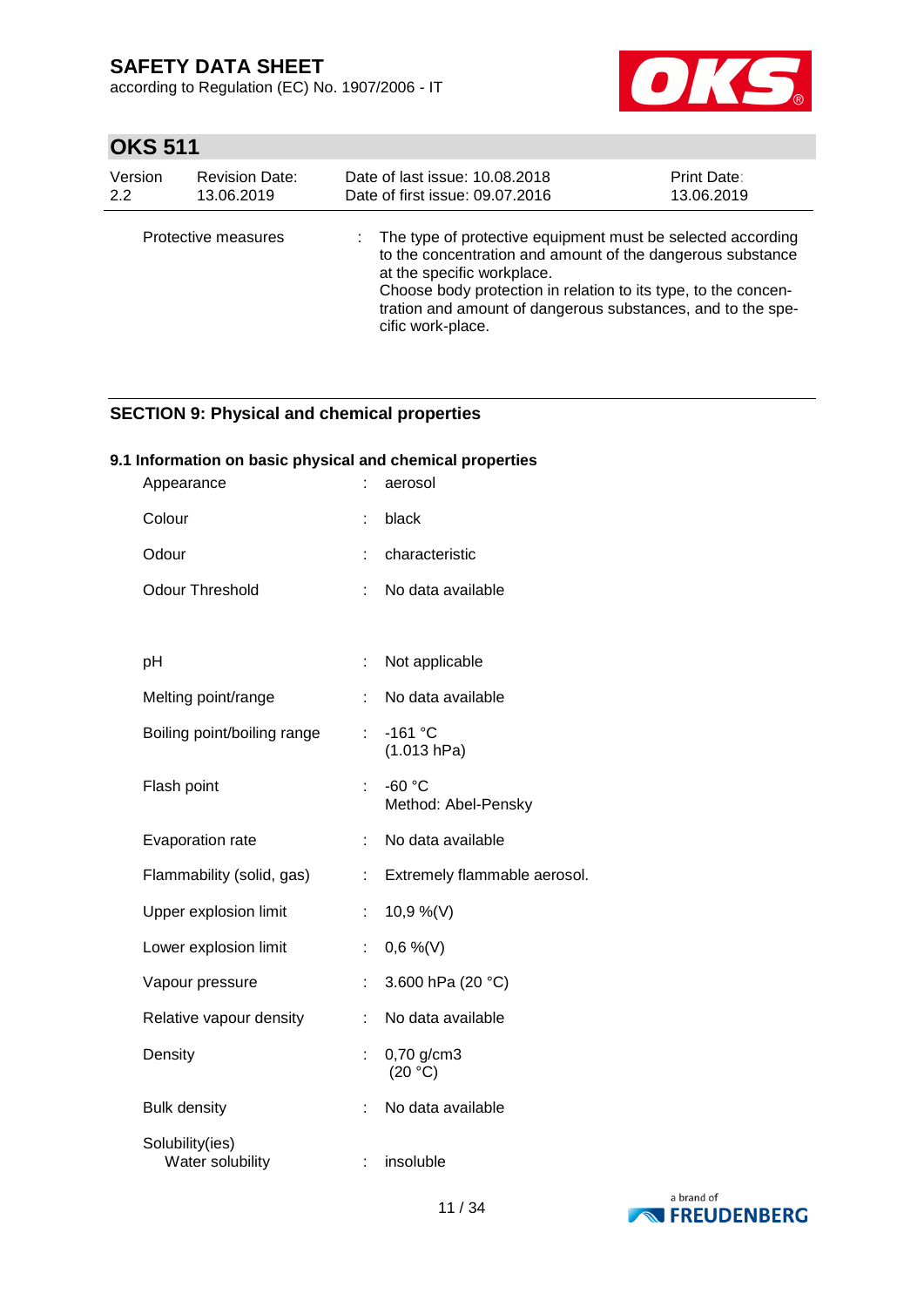| Protective measures | : | The type of protective equipment must be selected according to the concentration and amount of the dangerous substance at the specific workplace.<br>Choose body protection in relation to its type, to the concentration and amount of dangerous substances, and to the specific work-place. |
|---|---|---|

## SECTION 9: Physical and chemical properties

### 9.1 Information on basic physical and chemical properties

| Property | | Value |
|---|---|---|
| Appearance | : | aerosol |
| Colour | : | black |
| Odour | : | characteristic |
| Odour Threshold | : | No data available |
| pH | : | Not applicable |
| Melting point/range | : | No data available |
| Boiling point/boiling range | : | -161 °C<br>(1.013 hPa) |
| Flash point | : | -60 °C<br>Method: Abel-Pensky |
| Evaporation rate | : | No data available |
| Flammability (solid, gas) | : | Extremely flammable aerosol. |
| Upper explosion limit | : | 10,9 %(V) |
| Lower explosion limit | : | 0,6 %(V) |
| Vapour pressure | : | 3.600 hPa (20 °C) |
| Relative vapour density | : | No data available |
| Density | : | 0,70 g/cm3<br>(20 °C) |
| Bulk density | : | No data available |
| Solubility(ies)<br>Water solubility | : | insoluble |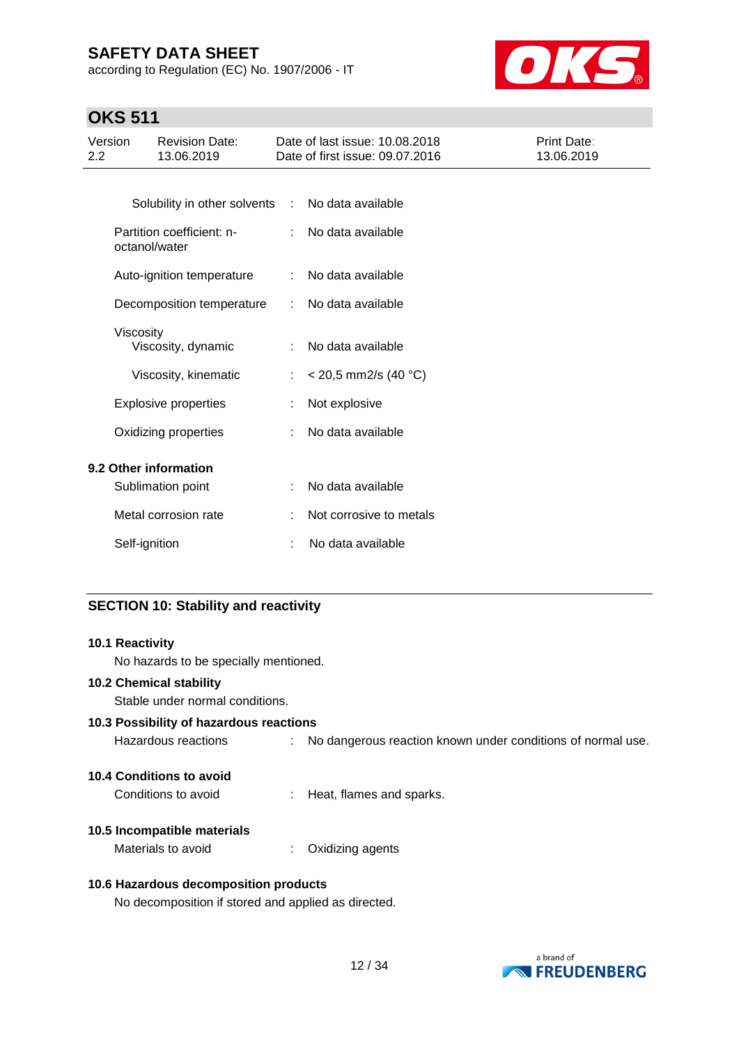| | | |
|---|---|---|
| Solubility in other solvents | : | No data available |
| Partition coefficient: n-octanol/water | : | No data available |
| Auto-ignition temperature | : | No data available |
| Decomposition temperature | : | No data available |
| Viscosity | | |
| Viscosity, dynamic | : | No data available |
| Viscosity, kinematic | : | < 20,5 mm2/s (40 °C) |
| Explosive properties | : | Not explosive |
| Oxidizing properties | : | No data available |

**9.2 Other information**

| | | |
|---|---|---|
| Sublimation point | : | No data available |
| Metal corrosion rate | : | Not corrosive to metals |
| Self-ignition | : | No data available |

## SECTION 10: Stability and reactivity

**10.1 Reactivity**

No hazards to be specially mentioned.

**10.2 Chemical stability**

Stable under normal conditions.

**10.3 Possibility of hazardous reactions**

Hazardous reactions : No dangerous reaction known under conditions of normal use.

**10.4 Conditions to avoid**

Conditions to avoid : Heat, flames and sparks.

**10.5 Incompatible materials**

Materials to avoid : Oxidizing agents

**10.6 Hazardous decomposition products**

No decomposition if stored and applied as directed.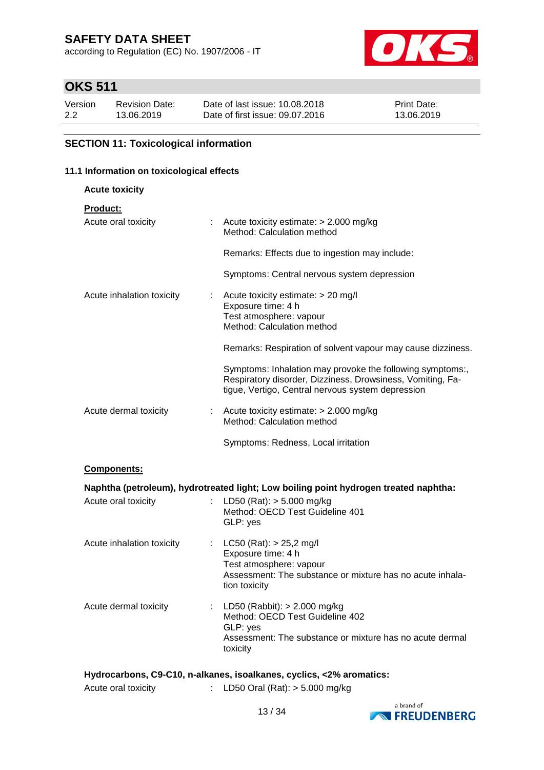## SECTION 11: Toxicological information

### 11.1 Information on toxicological effects

**Acute toxicity**

**Product:**

| | |
|---|---|
| Acute oral toxicity | : Acute toxicity estimate: > 2.000 mg/kg<br>Method: Calculation method<br><br>Remarks: Effects due to ingestion may include:<br><br>Symptoms: Central nervous system depression |
| Acute inhalation toxicity | : Acute toxicity estimate: > 20 mg/l<br>Exposure time: 4 h<br>Test atmosphere: vapour<br>Method: Calculation method<br><br>Remarks: Respiration of solvent vapour may cause dizziness.<br><br>Symptoms: Inhalation may provoke the following symptoms:, Respiratory disorder, Dizziness, Drowsiness, Vomiting, Fatigue, Vertigo, Central nervous system depression |
| Acute dermal toxicity | : Acute toxicity estimate: > 2.000 mg/kg<br>Method: Calculation method<br><br>Symptoms: Redness, Local irritation |

**Components:**

**Naphtha (petroleum), hydrotreated light; Low boiling point hydrogen treated naphtha:**

| | |
|---|---|
| Acute oral toxicity | : LD50 (Rat): > 5.000 mg/kg<br>Method: OECD Test Guideline 401<br>GLP: yes |
| Acute inhalation toxicity | : LC50 (Rat): > 25,2 mg/l<br>Exposure time: 4 h<br>Test atmosphere: vapour<br>Assessment: The substance or mixture has no acute inhalation toxicity |
| Acute dermal toxicity | : LD50 (Rabbit): > 2.000 mg/kg<br>Method: OECD Test Guideline 402<br>GLP: yes<br>Assessment: The substance or mixture has no acute dermal toxicity |

**Hydrocarbons, C9-C10, n-alkanes, isoalkanes, cyclics, <2% aromatics:**

| | |
|---|---|
| Acute oral toxicity | : LD50 Oral (Rat): > 5.000 mg/kg |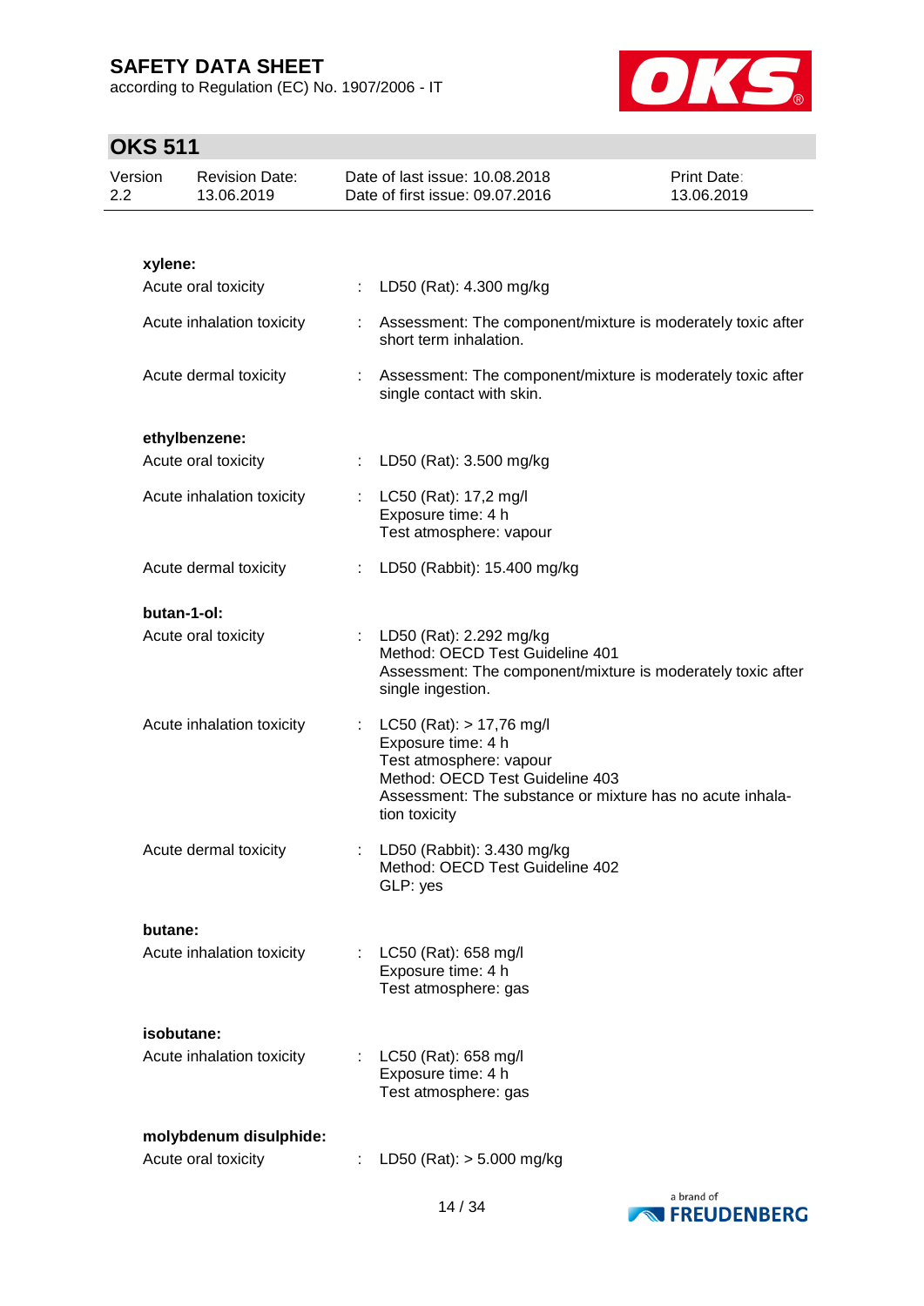**xylene:**

Acute oral toxicity : LD50 (Rat): 4.300 mg/kg

Acute inhalation toxicity : Assessment: The component/mixture is moderately toxic after short term inhalation.

Acute dermal toxicity : Assessment: The component/mixture is moderately toxic after single contact with skin.

**ethylbenzene:**

Acute oral toxicity : LD50 (Rat): 3.500 mg/kg

Acute inhalation toxicity : LC50 (Rat): 17,2 mg/l
Exposure time: 4 h
Test atmosphere: vapour

Acute dermal toxicity : LD50 (Rabbit): 15.400 mg/kg

**butan-1-ol:**

Acute oral toxicity : LD50 (Rat): 2.292 mg/kg
Method: OECD Test Guideline 401
Assessment: The component/mixture is moderately toxic after single ingestion.

Acute inhalation toxicity : LC50 (Rat): > 17,76 mg/l
Exposure time: 4 h
Test atmosphere: vapour
Method: OECD Test Guideline 403
Assessment: The substance or mixture has no acute inhalation toxicity

Acute dermal toxicity : LD50 (Rabbit): 3.430 mg/kg
Method: OECD Test Guideline 402
GLP: yes

**butane:**

Acute inhalation toxicity : LC50 (Rat): 658 mg/l
Exposure time: 4 h
Test atmosphere: gas

**isobutane:**

Acute inhalation toxicity : LC50 (Rat): 658 mg/l
Exposure time: 4 h
Test atmosphere: gas

**molybdenum disulphide:**

Acute oral toxicity : LD50 (Rat): > 5.000 mg/kg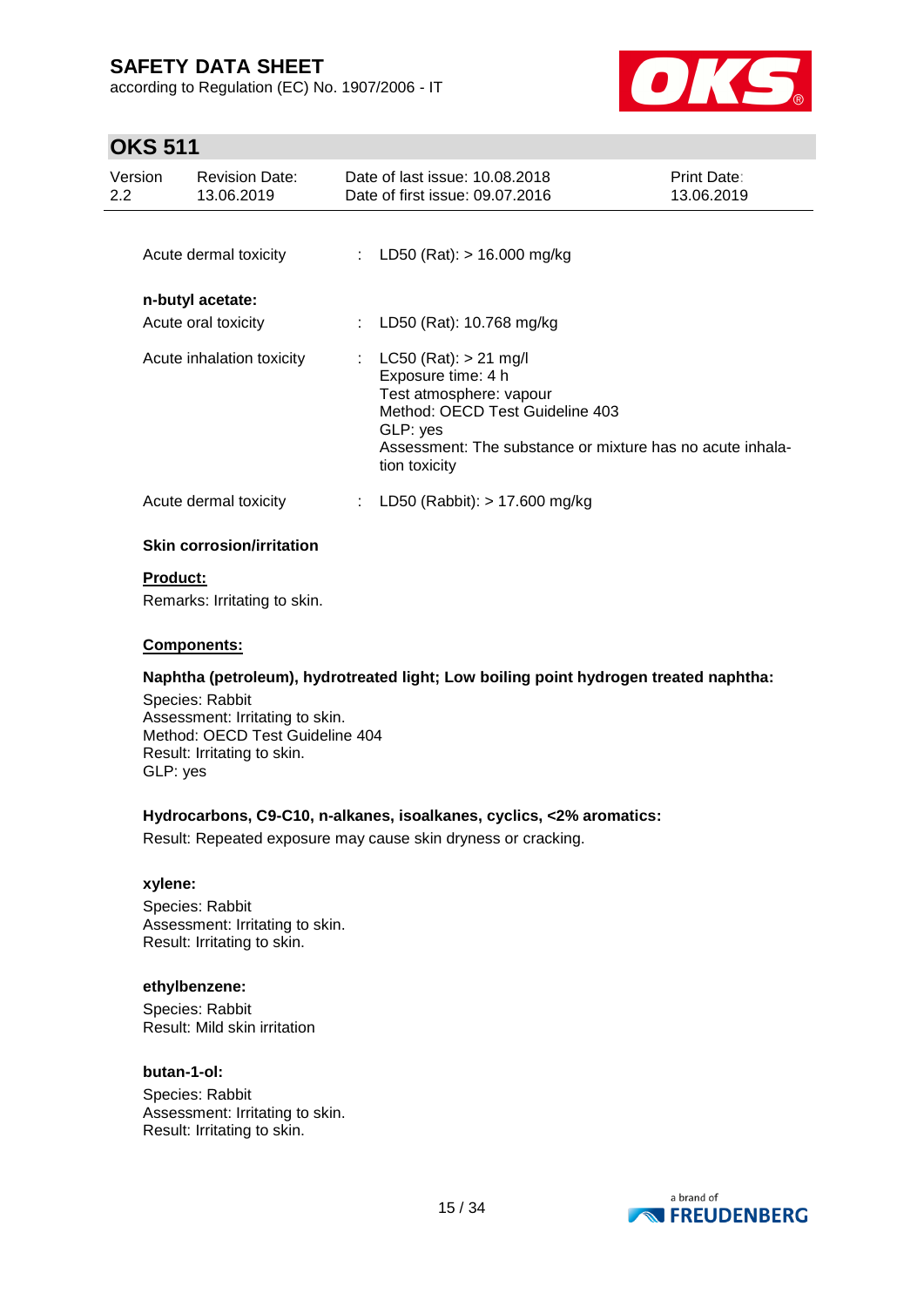Acute dermal toxicity : LD50 (Rat): > 16.000 mg/kg

**n-butyl acetate:**

Acute oral toxicity : LD50 (Rat): 10.768 mg/kg

Acute inhalation toxicity : LC50 (Rat): > 21 mg/l
Exposure time: 4 h
Test atmosphere: vapour
Method: OECD Test Guideline 403
GLP: yes
Assessment: The substance or mixture has no acute inhalation toxicity

Acute dermal toxicity : LD50 (Rabbit): > 17.600 mg/kg

**Skin corrosion/irritation**

**Product:**

Remarks: Irritating to skin.

**Components:**

**Naphtha (petroleum), hydrotreated light; Low boiling point hydrogen treated naphtha:**

Species: Rabbit
Assessment: Irritating to skin.
Method: OECD Test Guideline 404
Result: Irritating to skin.
GLP: yes

**Hydrocarbons, C9-C10, n-alkanes, isoalkanes, cyclics, <2% aromatics:**

Result: Repeated exposure may cause skin dryness or cracking.

**xylene:**

Species: Rabbit
Assessment: Irritating to skin.
Result: Irritating to skin.

**ethylbenzene:**

Species: Rabbit
Result: Mild skin irritation

**butan-1-ol:**

Species: Rabbit
Assessment: Irritating to skin.
Result: Irritating to skin.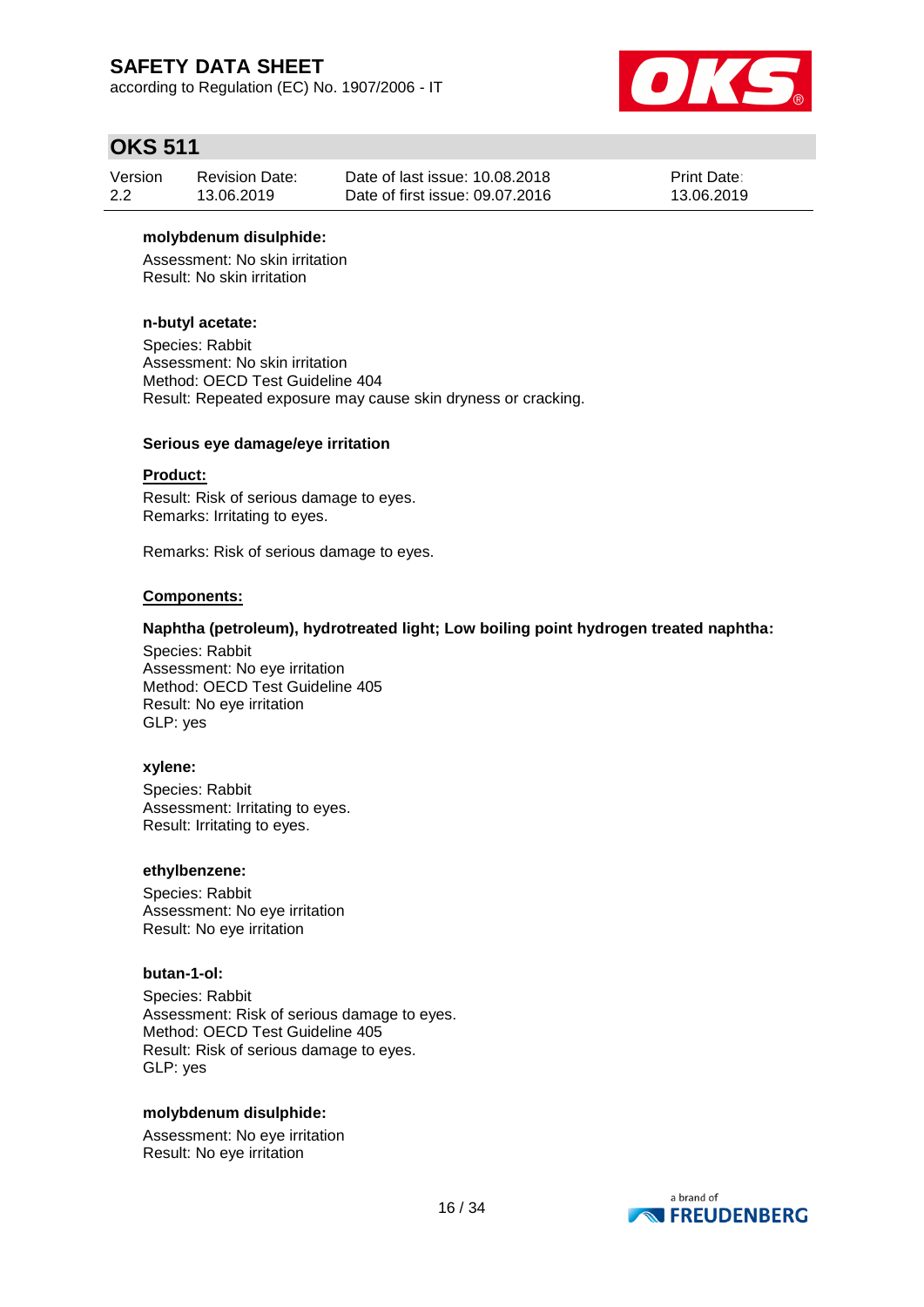**molybdenum disulphide:**

Assessment: No skin irritation
Result: No skin irritation

**n-butyl acetate:**

Species: Rabbit
Assessment: No skin irritation
Method: OECD Test Guideline 404
Result: Repeated exposure may cause skin dryness or cracking.

**Serious eye damage/eye irritation**

**Product:**

Result: Risk of serious damage to eyes.
Remarks: Irritating to eyes.

Remarks: Risk of serious damage to eyes.

**Components:**

**Naphtha (petroleum), hydrotreated light; Low boiling point hydrogen treated naphtha:**

Species: Rabbit
Assessment: No eye irritation
Method: OECD Test Guideline 405
Result: No eye irritation
GLP: yes

**xylene:**

Species: Rabbit
Assessment: Irritating to eyes.
Result: Irritating to eyes.

**ethylbenzene:**

Species: Rabbit
Assessment: No eye irritation
Result: No eye irritation

**butan-1-ol:**

Species: Rabbit
Assessment: Risk of serious damage to eyes.
Method: OECD Test Guideline 405
Result: Risk of serious damage to eyes.
GLP: yes

**molybdenum disulphide:**

Assessment: No eye irritation
Result: No eye irritation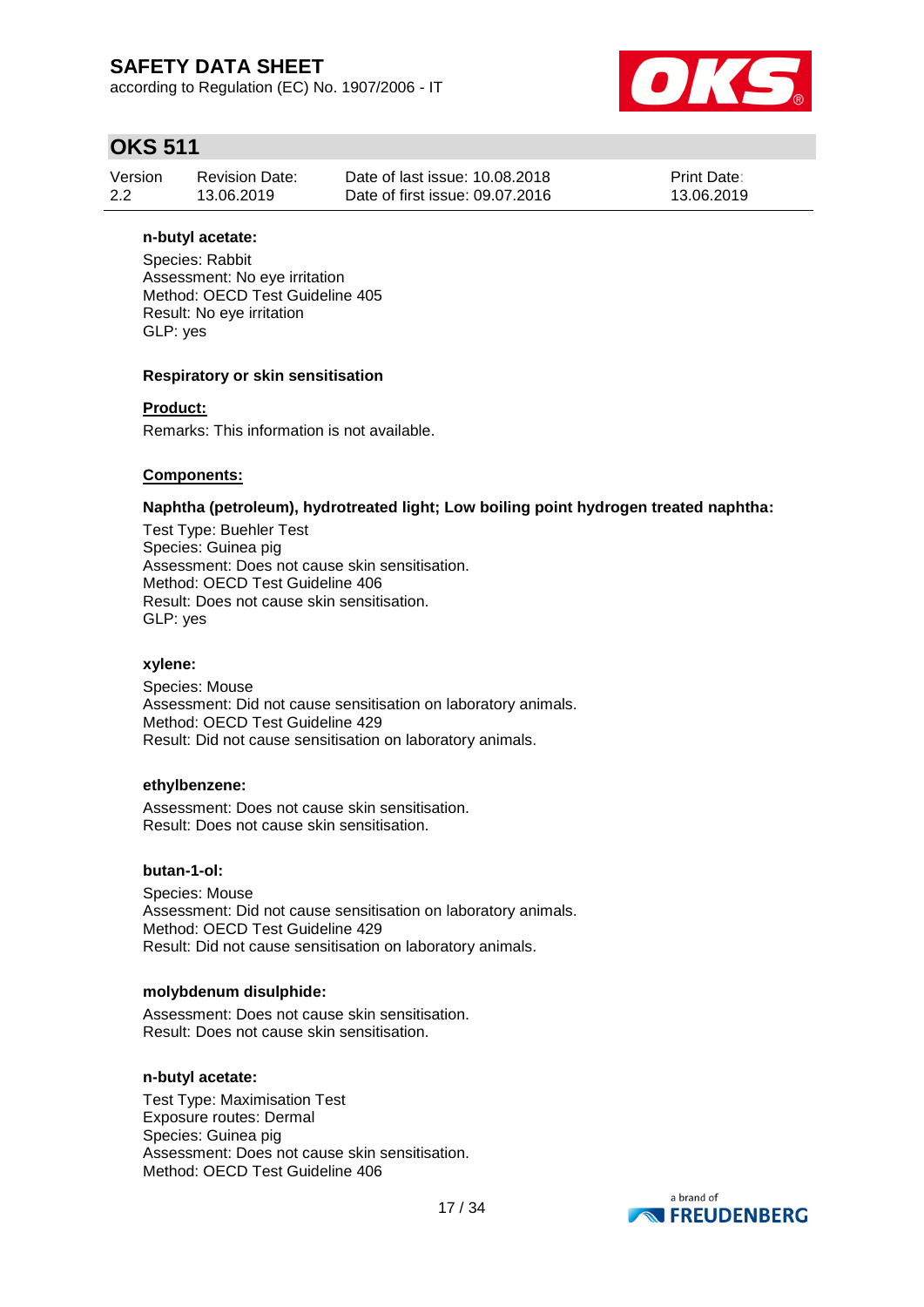**n-butyl acetate:**

Species: Rabbit
Assessment: No eye irritation
Method: OECD Test Guideline 405
Result: No eye irritation
GLP: yes

**Respiratory or skin sensitisation**

**Product:**

Remarks: This information is not available.

**Components:**

**Naphtha (petroleum), hydrotreated light; Low boiling point hydrogen treated naphtha:**

Test Type: Buehler Test
Species: Guinea pig
Assessment: Does not cause skin sensitisation.
Method: OECD Test Guideline 406
Result: Does not cause skin sensitisation.
GLP: yes

**xylene:**

Species: Mouse
Assessment: Did not cause sensitisation on laboratory animals.
Method: OECD Test Guideline 429
Result: Did not cause sensitisation on laboratory animals.

**ethylbenzene:**

Assessment: Does not cause skin sensitisation.
Result: Does not cause skin sensitisation.

**butan-1-ol:**

Species: Mouse
Assessment: Did not cause sensitisation on laboratory animals.
Method: OECD Test Guideline 429
Result: Did not cause sensitisation on laboratory animals.

**molybdenum disulphide:**

Assessment: Does not cause skin sensitisation.
Result: Does not cause skin sensitisation.

**n-butyl acetate:**

Test Type: Maximisation Test
Exposure routes: Dermal
Species: Guinea pig
Assessment: Does not cause skin sensitisation.
Method: OECD Test Guideline 406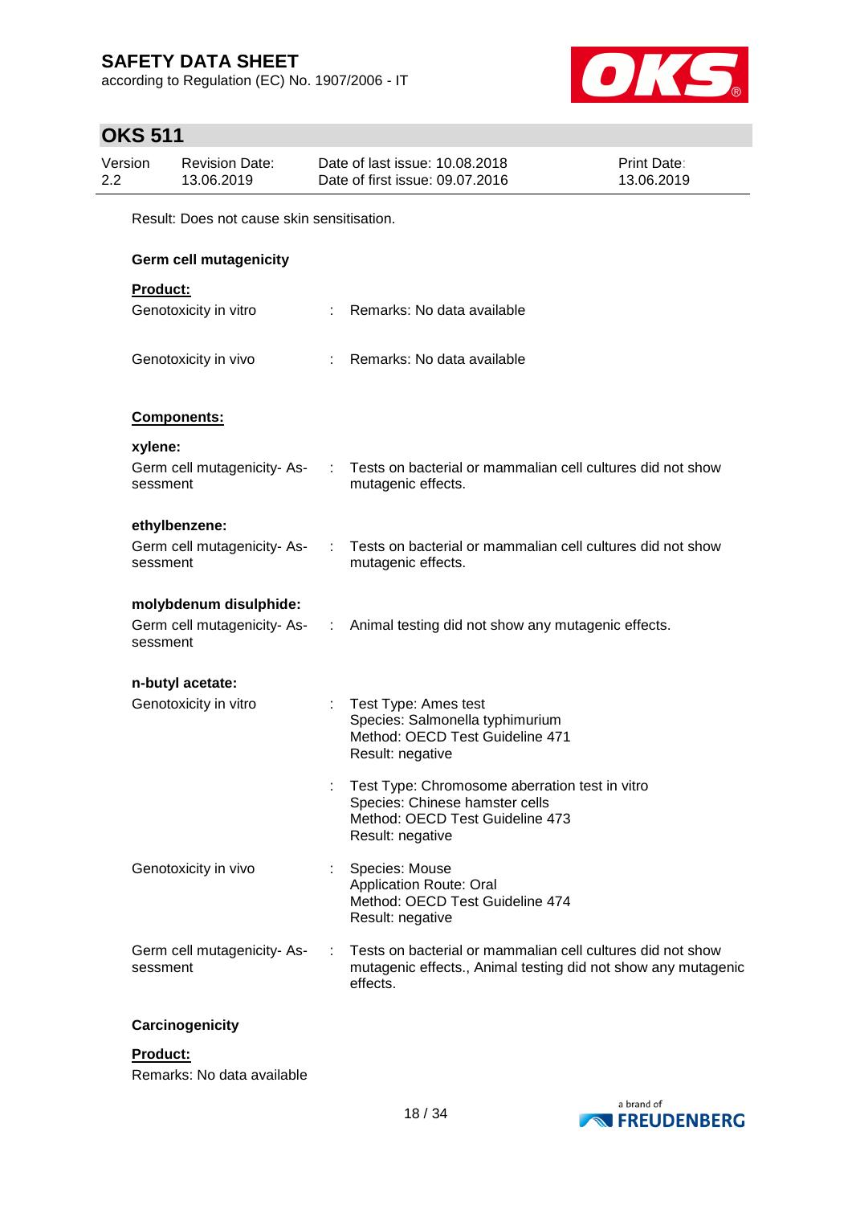Result: Does not cause skin sensitisation.

**Germ cell mutagenicity**

**Product:**

| | | |
|---|---|---|
| Genotoxicity in vitro | : | Remarks: No data available |
| Genotoxicity in vivo | : | Remarks: No data available |

**Components:**

**xylene:**

| | | |
|---|---|---|
| Germ cell mutagenicity- Assessment | : | Tests on bacterial or mammalian cell cultures did not show mutagenic effects. |

**ethylbenzene:**

| | | |
|---|---|---|
| Germ cell mutagenicity- Assessment | : | Tests on bacterial or mammalian cell cultures did not show mutagenic effects. |

**molybdenum disulphide:**

| | | |
|---|---|---|
| Germ cell mutagenicity- Assessment | : | Animal testing did not show any mutagenic effects. |

**n-butyl acetate:**

| | | |
|---|---|---|
| Genotoxicity in vitro | : | Test Type: Ames test<br>Species: Salmonella typhimurium<br>Method: OECD Test Guideline 471<br>Result: negative |
| | : | Test Type: Chromosome aberration test in vitro<br>Species: Chinese hamster cells<br>Method: OECD Test Guideline 473<br>Result: negative |
| Genotoxicity in vivo | : | Species: Mouse<br>Application Route: Oral<br>Method: OECD Test Guideline 474<br>Result: negative |
| Germ cell mutagenicity- Assessment | : | Tests on bacterial or mammalian cell cultures did not show mutagenic effects., Animal testing did not show any mutagenic effects. |

**Carcinogenicity**

**Product:**

Remarks: No data available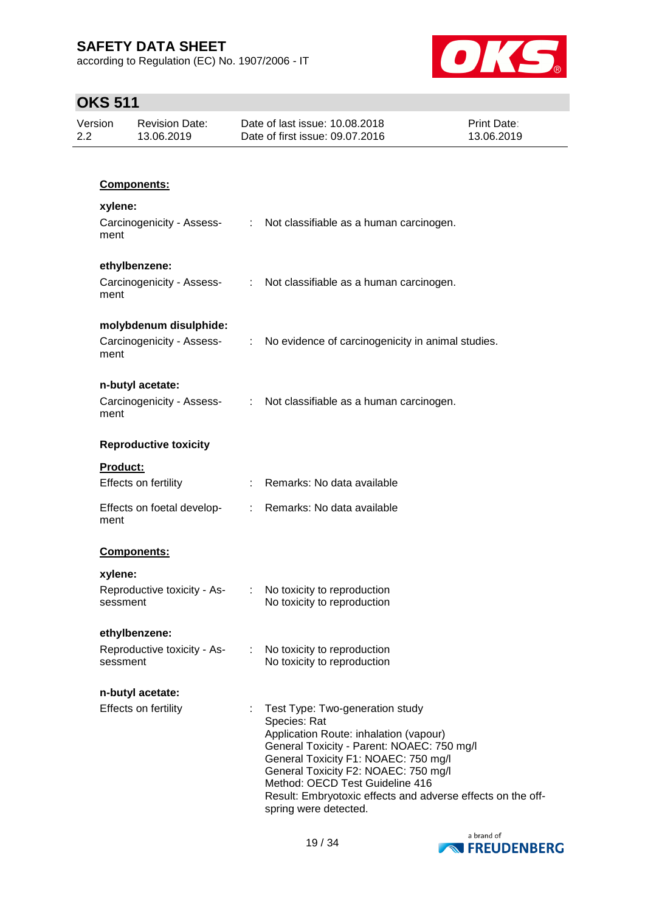**Components:**

**xylene:**

| | | |
|---|---|---|
| Carcinogenicity - Assessment | : | Not classifiable as a human carcinogen. |

**ethylbenzene:**

| | | |
|---|---|---|
| Carcinogenicity - Assessment | : | Not classifiable as a human carcinogen. |

**molybdenum disulphide:**

| | | |
|---|---|---|
| Carcinogenicity - Assessment | : | No evidence of carcinogenicity in animal studies. |

**n-butyl acetate:**

| | | |
|---|---|---|
| Carcinogenicity - Assessment | : | Not classifiable as a human carcinogen. |

**Reproductive toxicity**

**Product:**

| | | |
|---|---|---|
| Effects on fertility | : | Remarks: No data available |
| Effects on foetal development | : | Remarks: No data available |

**Components:**

**xylene:**

| | | |
|---|---|---|
| Reproductive toxicity - Assessment | : | No toxicity to reproduction<br>No toxicity to reproduction |

**ethylbenzene:**

| | | |
|---|---|---|
| Reproductive toxicity - Assessment | : | No toxicity to reproduction<br>No toxicity to reproduction |

**n-butyl acetate:**

| | | |
|---|---|---|
| Effects on fertility | : | Test Type: Two-generation study<br>Species: Rat<br>Application Route: inhalation (vapour)<br>General Toxicity - Parent: NOAEC: 750 mg/l<br>General Toxicity F1: NOAEC: 750 mg/l<br>General Toxicity F2: NOAEC: 750 mg/l<br>Method: OECD Test Guideline 416<br>Result: Embryotoxic effects and adverse effects on the offspring were detected. |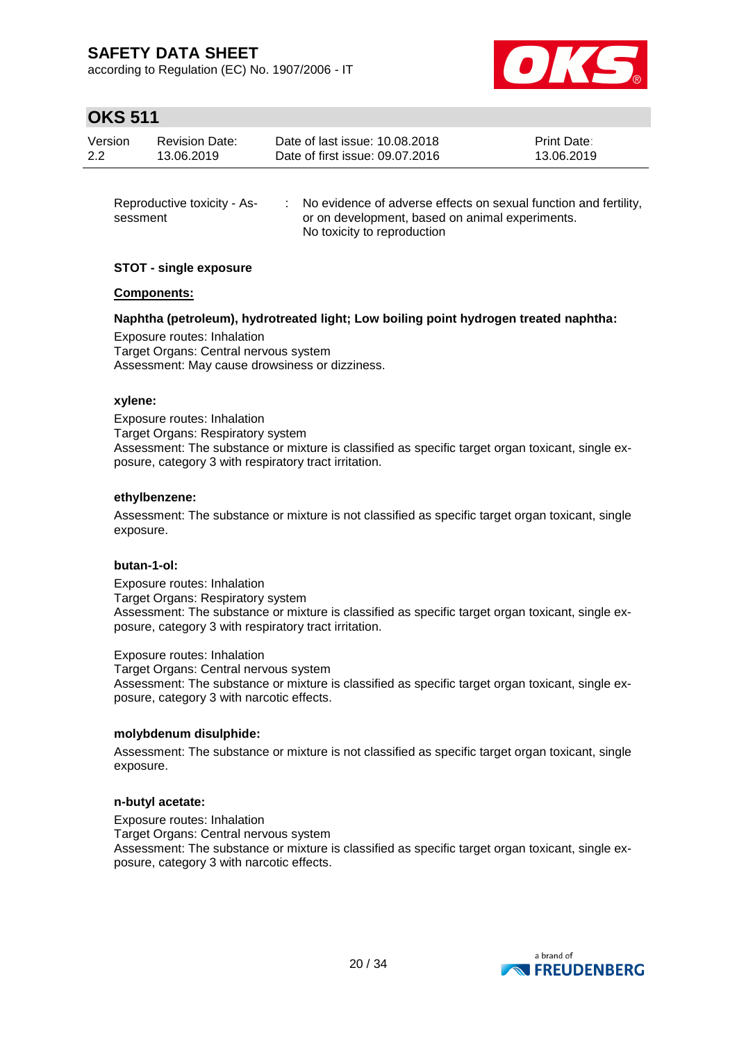| | | |
|---|---|---|
| Reproductive toxicity - Assessment | : | No evidence of adverse effects on sexual function and fertility, or on development, based on animal experiments. No toxicity to reproduction |

**STOT - single exposure**

**Components:**

**Naphtha (petroleum), hydrotreated light; Low boiling point hydrogen treated naphtha:**

Exposure routes: Inhalation
Target Organs: Central nervous system
Assessment: May cause drowsiness or dizziness.

**xylene:**

Exposure routes: Inhalation
Target Organs: Respiratory system
Assessment: The substance or mixture is classified as specific target organ toxicant, single exposure, category 3 with respiratory tract irritation.

**ethylbenzene:**

Assessment: The substance or mixture is not classified as specific target organ toxicant, single exposure.

**butan-1-ol:**

Exposure routes: Inhalation
Target Organs: Respiratory system
Assessment: The substance or mixture is classified as specific target organ toxicant, single exposure, category 3 with respiratory tract irritation.

Exposure routes: Inhalation
Target Organs: Central nervous system
Assessment: The substance or mixture is classified as specific target organ toxicant, single exposure, category 3 with narcotic effects.

**molybdenum disulphide:**

Assessment: The substance or mixture is not classified as specific target organ toxicant, single exposure.

**n-butyl acetate:**

Exposure routes: Inhalation
Target Organs: Central nervous system
Assessment: The substance or mixture is classified as specific target organ toxicant, single exposure, category 3 with narcotic effects.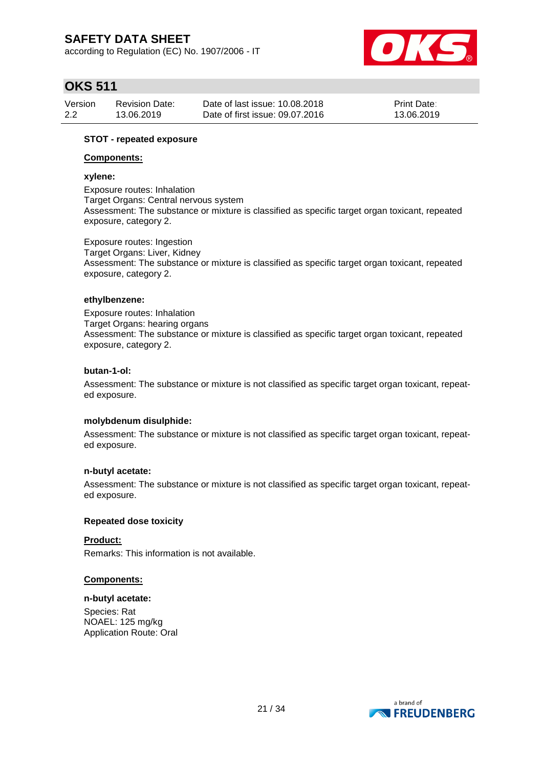**STOT - repeated exposure**

**Components:**

**xylene:**

Exposure routes: Inhalation
Target Organs: Central nervous system
Assessment: The substance or mixture is classified as specific target organ toxicant, repeated exposure, category 2.

Exposure routes: Ingestion
Target Organs: Liver, Kidney
Assessment: The substance or mixture is classified as specific target organ toxicant, repeated exposure, category 2.

**ethylbenzene:**

Exposure routes: Inhalation
Target Organs: hearing organs
Assessment: The substance or mixture is classified as specific target organ toxicant, repeated exposure, category 2.

**butan-1-ol:**

Assessment: The substance or mixture is not classified as specific target organ toxicant, repeated exposure.

**molybdenum disulphide:**

Assessment: The substance or mixture is not classified as specific target organ toxicant, repeated exposure.

**n-butyl acetate:**

Assessment: The substance or mixture is not classified as specific target organ toxicant, repeated exposure.

**Repeated dose toxicity**

**Product:**

Remarks: This information is not available.

**Components:**

**n-butyl acetate:**

Species: Rat
NOAEL: 125 mg/kg
Application Route: Oral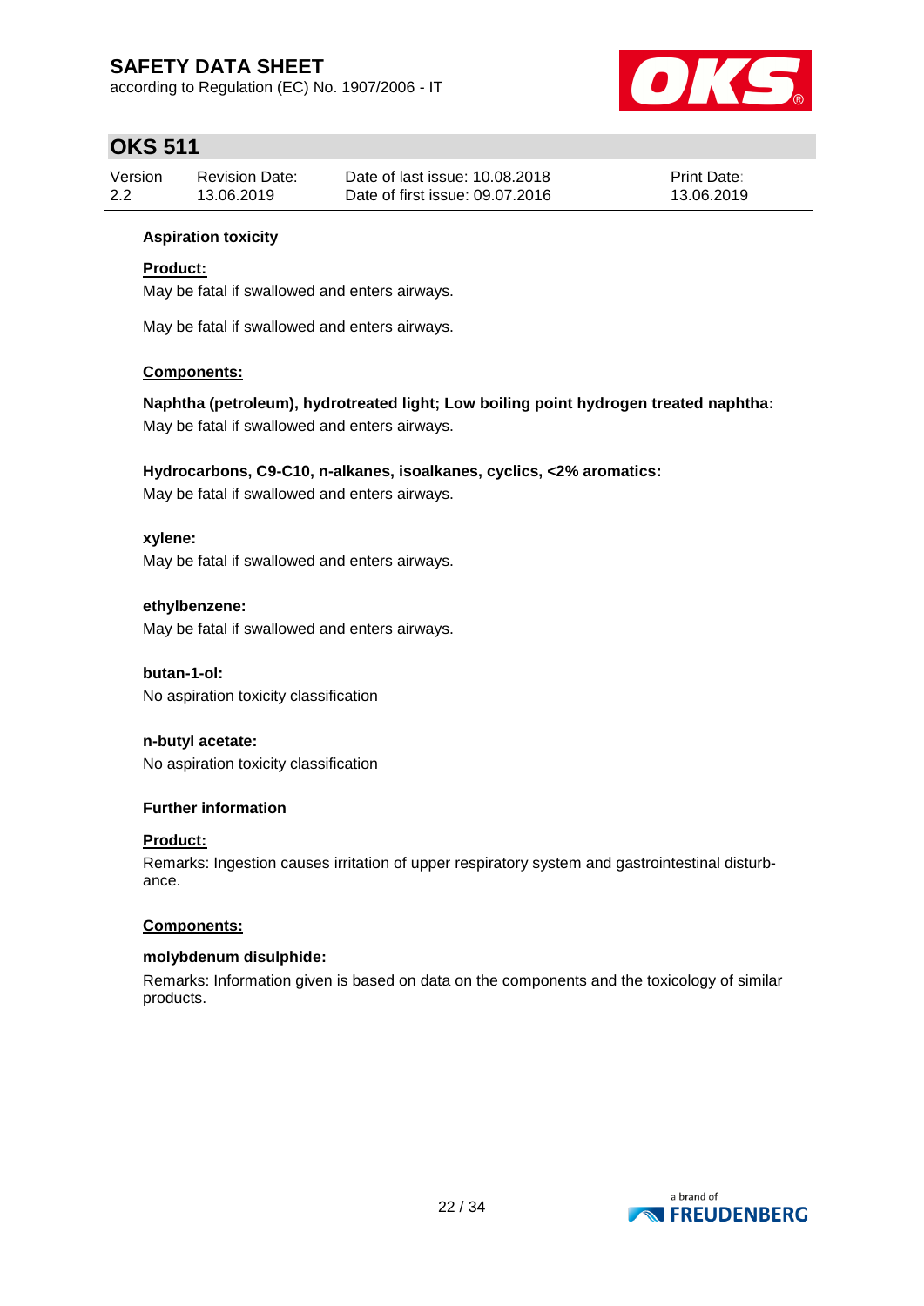**Aspiration toxicity**

**Product:**

May be fatal if swallowed and enters airways.

May be fatal if swallowed and enters airways.

**Components:**

**Naphtha (petroleum), hydrotreated light; Low boiling point hydrogen treated naphtha:**
May be fatal if swallowed and enters airways.

**Hydrocarbons, C9-C10, n-alkanes, isoalkanes, cyclics, <2% aromatics:**
May be fatal if swallowed and enters airways.

**xylene:**
May be fatal if swallowed and enters airways.

**ethylbenzene:**
May be fatal if swallowed and enters airways.

**butan-1-ol:**
No aspiration toxicity classification

**n-butyl acetate:**
No aspiration toxicity classification

**Further information**

**Product:**

Remarks: Ingestion causes irritation of upper respiratory system and gastrointestinal disturbance.

**Components:**

**molybdenum disulphide:**
Remarks: Information given is based on data on the components and the toxicology of similar products.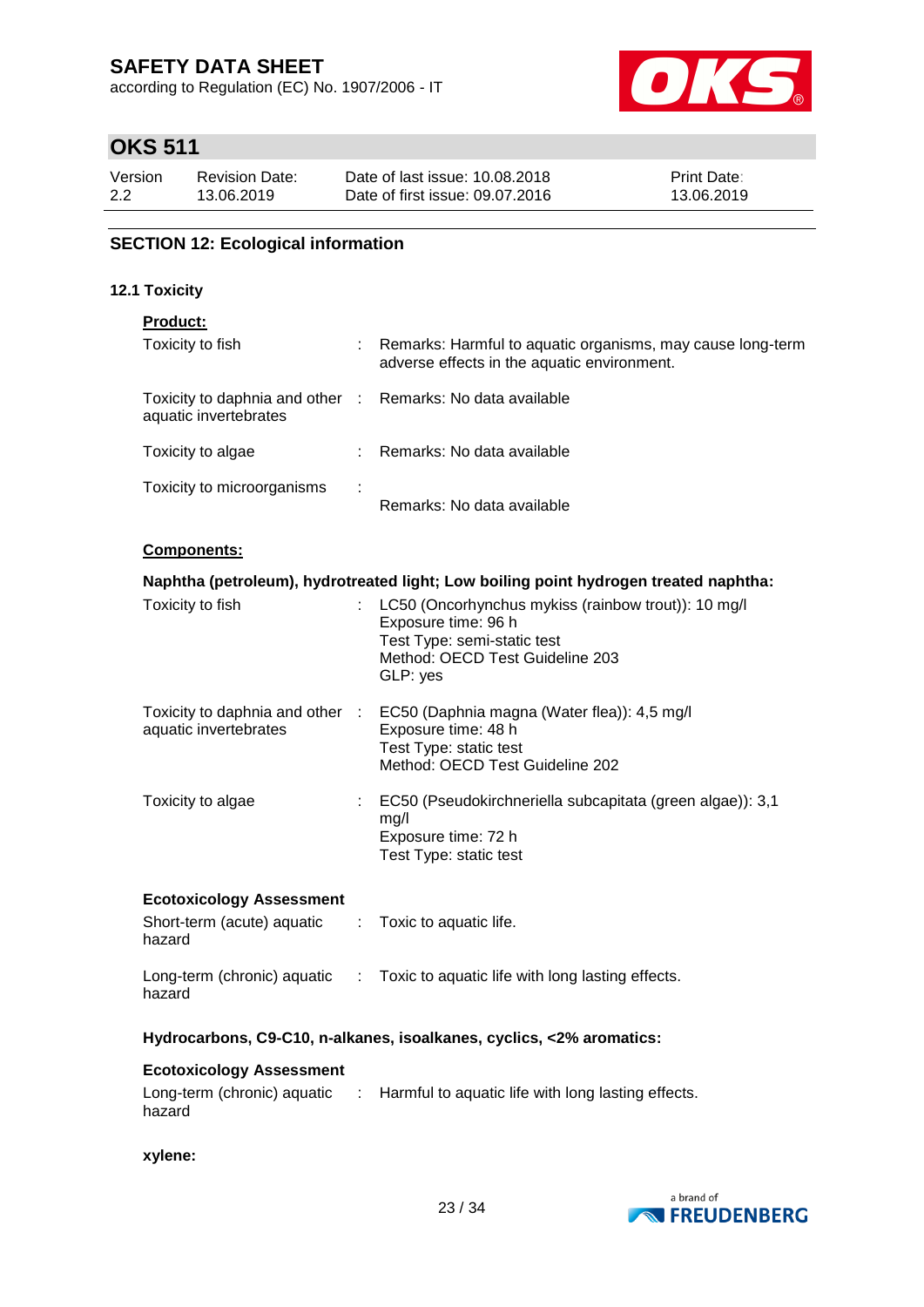## SECTION 12: Ecological information

### 12.1 Toxicity

**Product:**

| | | |
|---|---|---|
| Toxicity to fish | : | Remarks: Harmful to aquatic organisms, may cause long-term adverse effects in the aquatic environment. |
| Toxicity to daphnia and other aquatic invertebrates | : | Remarks: No data available |
| Toxicity to algae | : | Remarks: No data available |
| Toxicity to microorganisms | : | Remarks: No data available |

**Components:**

**Naphtha (petroleum), hydrotreated light; Low boiling point hydrogen treated naphtha:**

| | | |
|---|---|---|
| Toxicity to fish | : | LC50 (Oncorhynchus mykiss (rainbow trout)): 10 mg/l<br>Exposure time: 96 h<br>Test Type: semi-static test<br>Method: OECD Test Guideline 203<br>GLP: yes |
| Toxicity to daphnia and other aquatic invertebrates | : | EC50 (Daphnia magna (Water flea)): 4,5 mg/l<br>Exposure time: 48 h<br>Test Type: static test<br>Method: OECD Test Guideline 202 |
| Toxicity to algae | : | EC50 (Pseudokirchneriella subcapitata (green algae)): 3,1 mg/l<br>Exposure time: 72 h<br>Test Type: static test |

**Ecotoxicology Assessment**

| | | |
|---|---|---|
| Short-term (acute) aquatic hazard | : | Toxic to aquatic life. |
| Long-term (chronic) aquatic hazard | : | Toxic to aquatic life with long lasting effects. |

**Hydrocarbons, C9-C10, n-alkanes, isoalkanes, cyclics, <2% aromatics:**

**Ecotoxicology Assessment**

| | | |
|---|---|---|
| Long-term (chronic) aquatic hazard | : | Harmful to aquatic life with long lasting effects. |

**xylene:**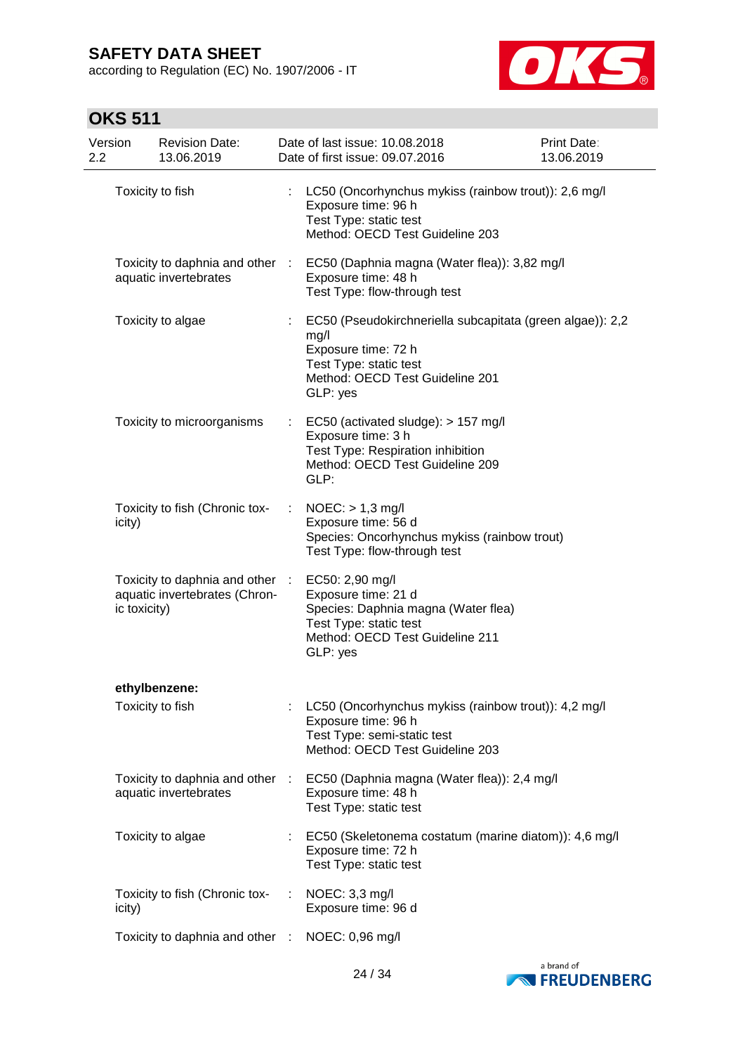| | | |
|---|---|---|
| Toxicity to fish | : | LC50 (Oncorhynchus mykiss (rainbow trout)): 2,6 mg/l<br>Exposure time: 96 h<br>Test Type: static test<br>Method: OECD Test Guideline 203 |
| Toxicity to daphnia and other aquatic invertebrates | : | EC50 (Daphnia magna (Water flea)): 3,82 mg/l<br>Exposure time: 48 h<br>Test Type: flow-through test |
| Toxicity to algae | : | EC50 (Pseudokirchneriella subcapitata (green algae)): 2,2 mg/l<br>Exposure time: 72 h<br>Test Type: static test<br>Method: OECD Test Guideline 201<br>GLP: yes |
| Toxicity to microorganisms | : | EC50 (activated sludge): > 157 mg/l<br>Exposure time: 3 h<br>Test Type: Respiration inhibition<br>Method: OECD Test Guideline 209<br>GLP: |
| Toxicity to fish (Chronic toxicity) | : | NOEC: > 1,3 mg/l<br>Exposure time: 56 d<br>Species: Oncorhynchus mykiss (rainbow trout)<br>Test Type: flow-through test |
| Toxicity to daphnia and other aquatic invertebrates (Chronic toxicity) | : | EC50: 2,90 mg/l<br>Exposure time: 21 d<br>Species: Daphnia magna (Water flea)<br>Test Type: static test<br>Method: OECD Test Guideline 211<br>GLP: yes |

**ethylbenzene:**

| | | |
|---|---|---|
| Toxicity to fish | : | LC50 (Oncorhynchus mykiss (rainbow trout)): 4,2 mg/l<br>Exposure time: 96 h<br>Test Type: semi-static test<br>Method: OECD Test Guideline 203 |
| Toxicity to daphnia and other aquatic invertebrates | : | EC50 (Daphnia magna (Water flea)): 2,4 mg/l<br>Exposure time: 48 h<br>Test Type: static test |
| Toxicity to algae | : | EC50 (Skeletonema costatum (marine diatom)): 4,6 mg/l<br>Exposure time: 72 h<br>Test Type: static test |
| Toxicity to fish (Chronic toxicity) | : | NOEC: 3,3 mg/l<br>Exposure time: 96 d |
| Toxicity to daphnia and other | : | NOEC: 0,96 mg/l |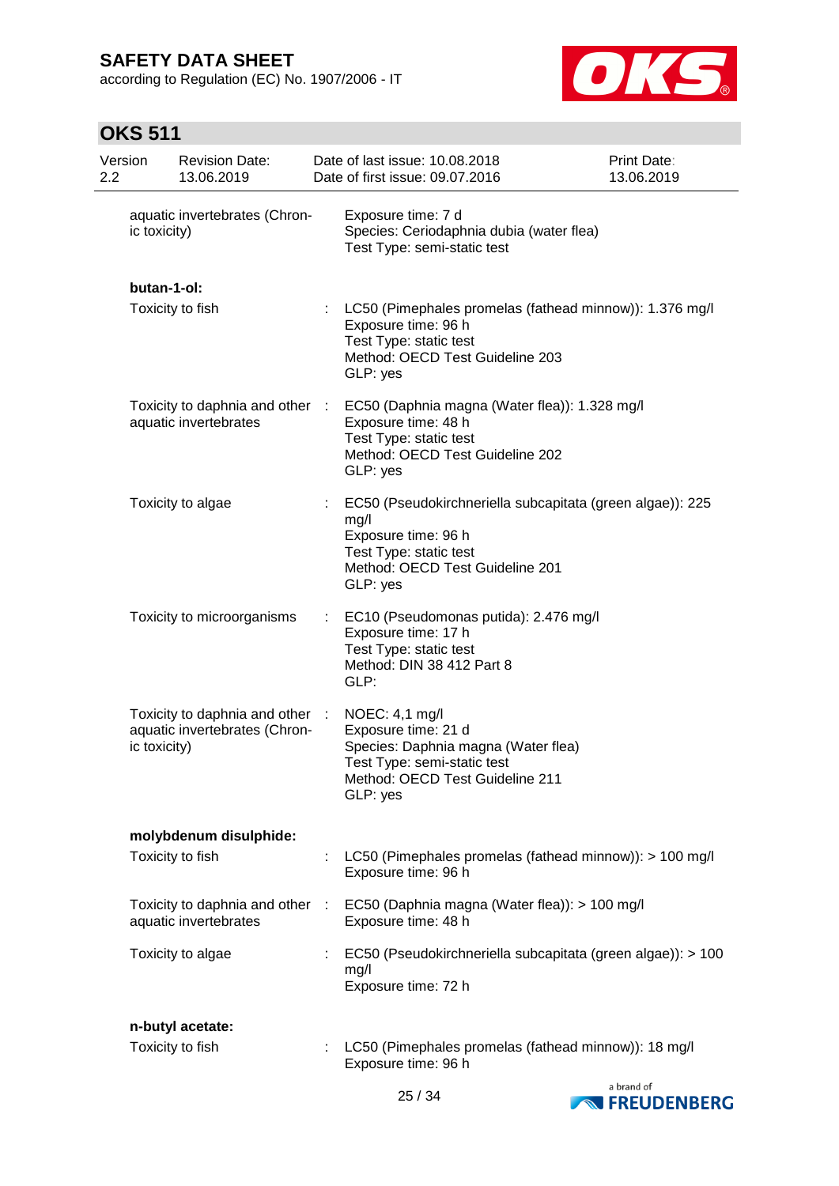| | | |
|---|---|---|
| aquatic invertebrates (Chronic toxicity) | | Exposure time: 7 d<br>Species: Ceriodaphnia dubia (water flea)<br>Test Type: semi-static test |

**butan-1-ol:**

| | | |
|---|---|---|
| Toxicity to fish | : | LC50 (Pimephales promelas (fathead minnow)): 1.376 mg/l<br>Exposure time: 96 h<br>Test Type: static test<br>Method: OECD Test Guideline 203<br>GLP: yes |
| Toxicity to daphnia and other aquatic invertebrates | : | EC50 (Daphnia magna (Water flea)): 1.328 mg/l<br>Exposure time: 48 h<br>Test Type: static test<br>Method: OECD Test Guideline 202<br>GLP: yes |
| Toxicity to algae | : | EC50 (Pseudokirchneriella subcapitata (green algae)): 225 mg/l<br>Exposure time: 96 h<br>Test Type: static test<br>Method: OECD Test Guideline 201<br>GLP: yes |
| Toxicity to microorganisms | : | EC10 (Pseudomonas putida): 2.476 mg/l<br>Exposure time: 17 h<br>Test Type: static test<br>Method: DIN 38 412 Part 8<br>GLP: |
| Toxicity to daphnia and other aquatic invertebrates (Chronic toxicity) | : | NOEC: 4,1 mg/l<br>Exposure time: 21 d<br>Species: Daphnia magna (Water flea)<br>Test Type: semi-static test<br>Method: OECD Test Guideline 211<br>GLP: yes |

**molybdenum disulphide:**

| | | |
|---|---|---|
| Toxicity to fish | : | LC50 (Pimephales promelas (fathead minnow)): > 100 mg/l<br>Exposure time: 96 h |
| Toxicity to daphnia and other aquatic invertebrates | : | EC50 (Daphnia magna (Water flea)): > 100 mg/l<br>Exposure time: 48 h |
| Toxicity to algae | : | EC50 (Pseudokirchneriella subcapitata (green algae)): > 100 mg/l<br>Exposure time: 72 h |

**n-butyl acetate:**

| | | |
|---|---|---|
| Toxicity to fish | : | LC50 (Pimephales promelas (fathead minnow)): 18 mg/l<br>Exposure time: 96 h |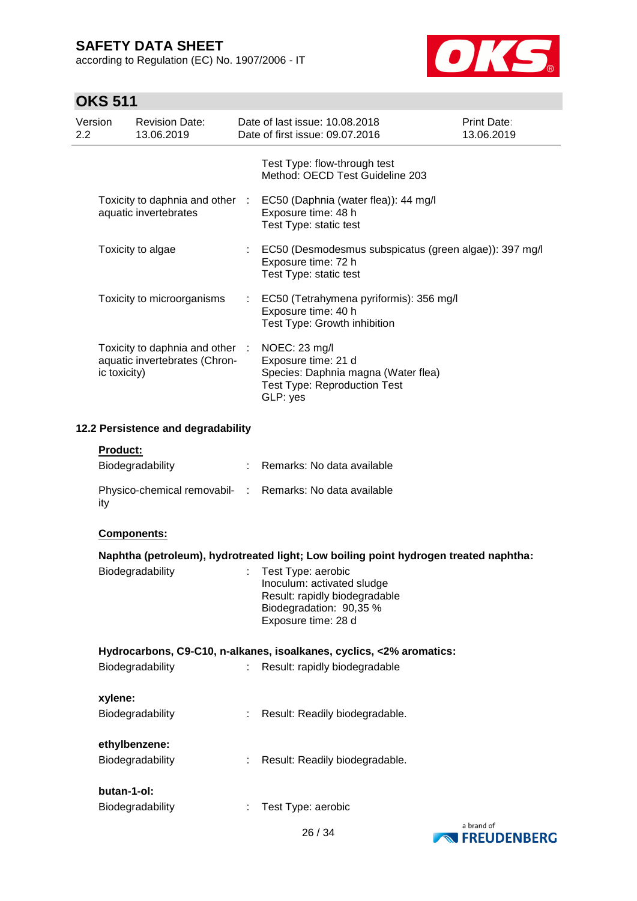Test Type: flow-through test
Method: OECD Test Guideline 203

Toxicity to daphnia and other aquatic invertebrates : EC50 (Daphnia (water flea)): 44 mg/l
Exposure time: 48 h
Test Type: static test

Toxicity to algae : EC50 (Desmodesmus subspicatus (green algae)): 397 mg/l
Exposure time: 72 h
Test Type: static test

Toxicity to microorganisms : EC50 (Tetrahymena pyriformis): 356 mg/l
Exposure time: 40 h
Test Type: Growth inhibition

Toxicity to daphnia and other aquatic invertebrates (Chronic toxicity) : NOEC: 23 mg/l
Exposure time: 21 d
Species: Daphnia magna (Water flea)
Test Type: Reproduction Test
GLP: yes

### 12.2 Persistence and degradability

**Product:**

Biodegradability : Remarks: No data available

Physico-chemical removability : Remarks: No data available

**Components:**

**Naphtha (petroleum), hydrotreated light; Low boiling point hydrogen treated naphtha:**

Biodegradability : Test Type: aerobic
Inoculum: activated sludge
Result: rapidly biodegradable
Biodegradation: 90,35 %
Exposure time: 28 d

**Hydrocarbons, C9-C10, n-alkanes, isoalkanes, cyclics, <2% aromatics:**

Biodegradability : Result: rapidly biodegradable

**xylene:**

Biodegradability : Result: Readily biodegradable.

**ethylbenzene:**

Biodegradability : Result: Readily biodegradable.

**butan-1-ol:**

Biodegradability : Test Type: aerobic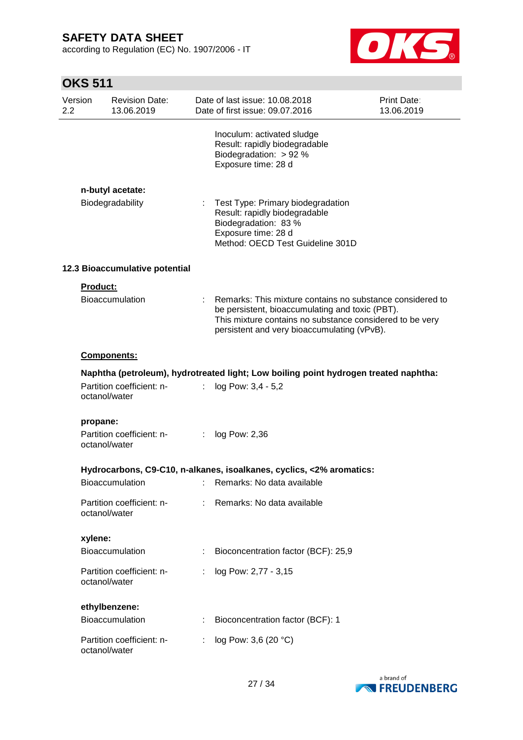Inoculum: activated sludge
Result: rapidly biodegradable
Biodegradation: > 92 %
Exposure time: 28 d

**n-butyl acetate:**

Biodegradability : Test Type: Primary biodegradation
Result: rapidly biodegradable
Biodegradation: 83 %
Exposure time: 28 d
Method: OECD Test Guideline 301D

### 12.3 Bioaccumulative potential

**Product:**

Bioaccumulation : Remarks: This mixture contains no substance considered to be persistent, bioaccumulating and toxic (PBT).
This mixture contains no substance considered to be very persistent and very bioaccumulating (vPvB).

**Components:**

**Naphtha (petroleum), hydrotreated light; Low boiling point hydrogen treated naphtha:**

Partition coefficient: n-octanol/water : log Pow: 3,4 - 5,2

**propane:**

Partition coefficient: n-octanol/water : log Pow: 2,36

**Hydrocarbons, C9-C10, n-alkanes, isoalkanes, cyclics, <2% aromatics:**

Bioaccumulation : Remarks: No data available

Partition coefficient: n-octanol/water : Remarks: No data available

**xylene:**

Bioaccumulation : Bioconcentration factor (BCF): 25,9

Partition coefficient: n-octanol/water : log Pow: 2,77 - 3,15

**ethylbenzene:**

Bioaccumulation : Bioconcentration factor (BCF): 1

Partition coefficient: n-octanol/water : log Pow: 3,6 (20 °C)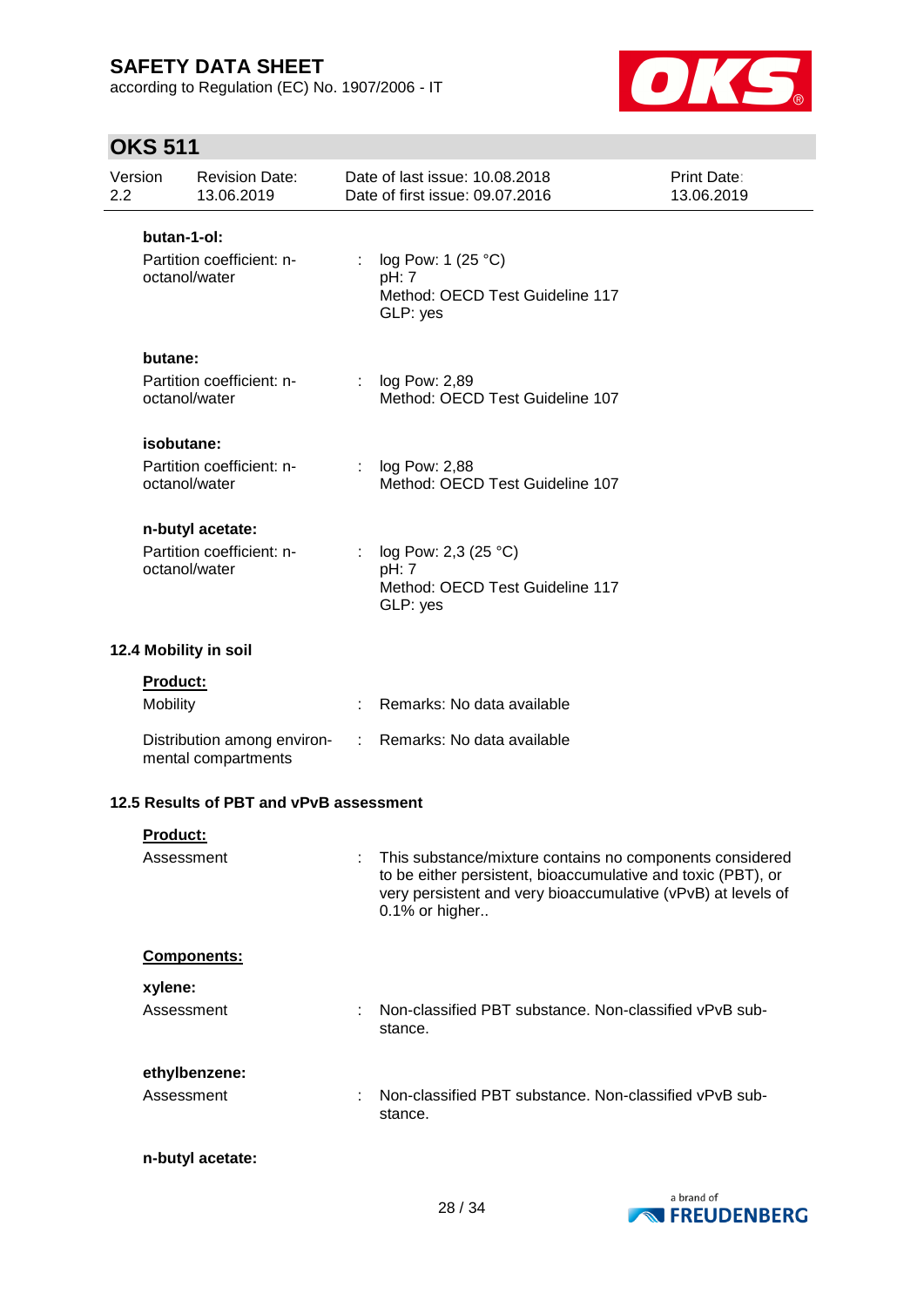**butan-1-ol:**

| | | |
|---|---|---|
| Partition coefficient: n-octanol/water | : | log Pow: 1 (25 °C)<br>pH: 7<br>Method: OECD Test Guideline 117<br>GLP: yes |

**butane:**

| | | |
|---|---|---|
| Partition coefficient: n-octanol/water | : | log Pow: 2,89<br>Method: OECD Test Guideline 107 |

**isobutane:**

| | | |
|---|---|---|
| Partition coefficient: n-octanol/water | : | log Pow: 2,88<br>Method: OECD Test Guideline 107 |

**n-butyl acetate:**

| | | |
|---|---|---|
| Partition coefficient: n-octanol/water | : | log Pow: 2,3 (25 °C)<br>pH: 7<br>Method: OECD Test Guideline 117<br>GLP: yes |

### 12.4 Mobility in soil

**Product:**

| | | |
|---|---|---|
| Mobility | : | Remarks: No data available |
| Distribution among environmental compartments | : | Remarks: No data available |

### 12.5 Results of PBT and vPvB assessment

**Product:**

| | | |
|---|---|---|
| Assessment | : | This substance/mixture contains no components considered to be either persistent, bioaccumulative and toxic (PBT), or very persistent and very bioaccumulative (vPvB) at levels of 0.1% or higher.. |

**Components:**

**xylene:**

| | | |
|---|---|---|
| Assessment | : | Non-classified PBT substance. Non-classified vPvB substance. |

**ethylbenzene:**

| | | |
|---|---|---|
| Assessment | : | Non-classified PBT substance. Non-classified vPvB substance. |

**n-butyl acetate:**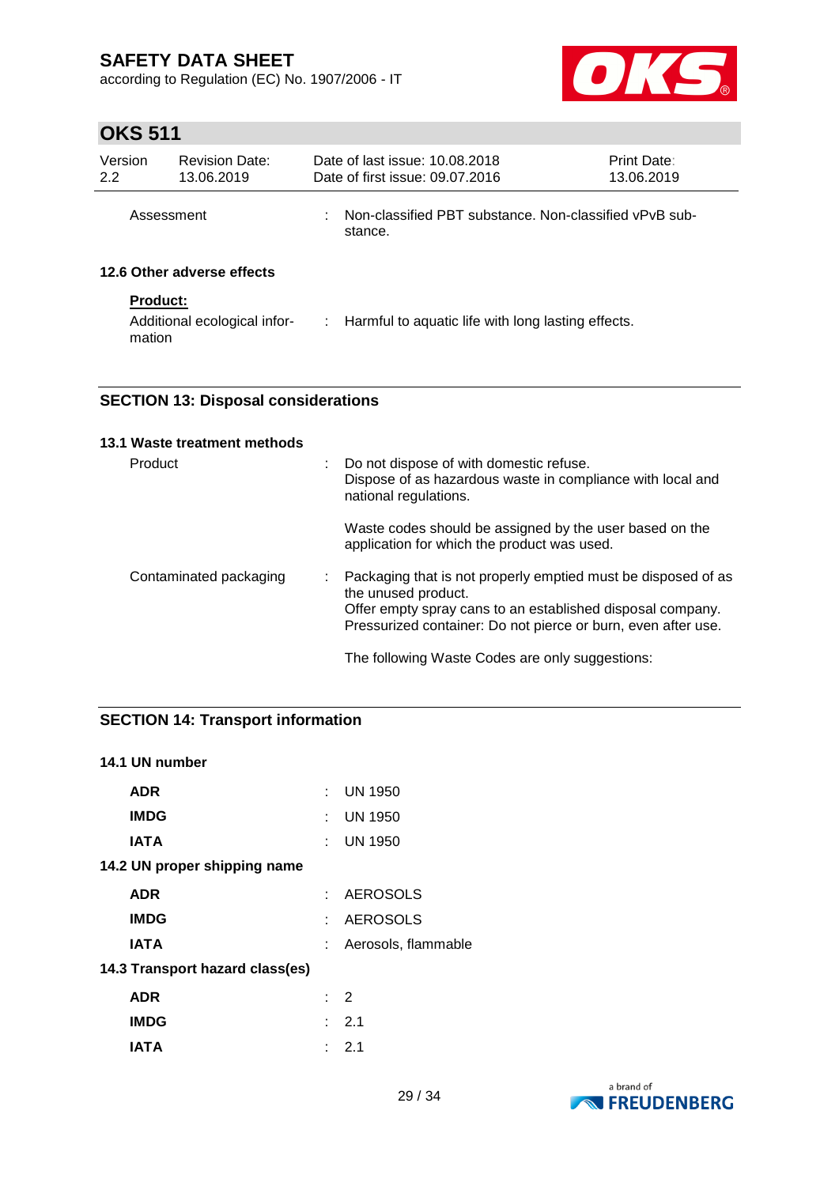| Assessment | : | Non-classified PBT substance. Non-classified vPvB substance. |
|---|---|---|

**12.6 Other adverse effects**

**Product:**

| Additional ecological information | : | Harmful to aquatic life with long lasting effects. |
|---|---|---|

## SECTION 13: Disposal considerations

**13.1 Waste treatment methods**

| | | |
|---|---|---|
| Product | : | Do not dispose of with domestic refuse.<br>Dispose of as hazardous waste in compliance with local and national regulations.<br><br>Waste codes should be assigned by the user based on the application for which the product was used. |
| Contaminated packaging | : | Packaging that is not properly emptied must be disposed of as the unused product.<br>Offer empty spray cans to an established disposal company.<br>Pressurized container: Do not pierce or burn, even after use.<br><br>The following Waste Codes are only suggestions: |

## SECTION 14: Transport information

**14.1 UN number**

| | | |
|---|---|---|
| **ADR** | : | UN 1950 |
| **IMDG** | : | UN 1950 |
| **IATA** | : | UN 1950 |

**14.2 UN proper shipping name**

| | | |
|---|---|---|
| **ADR** | : | AEROSOLS |
| **IMDG** | : | AEROSOLS |
| **IATA** | : | Aerosols, flammable |

**14.3 Transport hazard class(es)**

| | | |
|---|---|---|
| **ADR** | : | 2 |
| **IMDG** | : | 2.1 |
| **IATA** | : | 2.1 |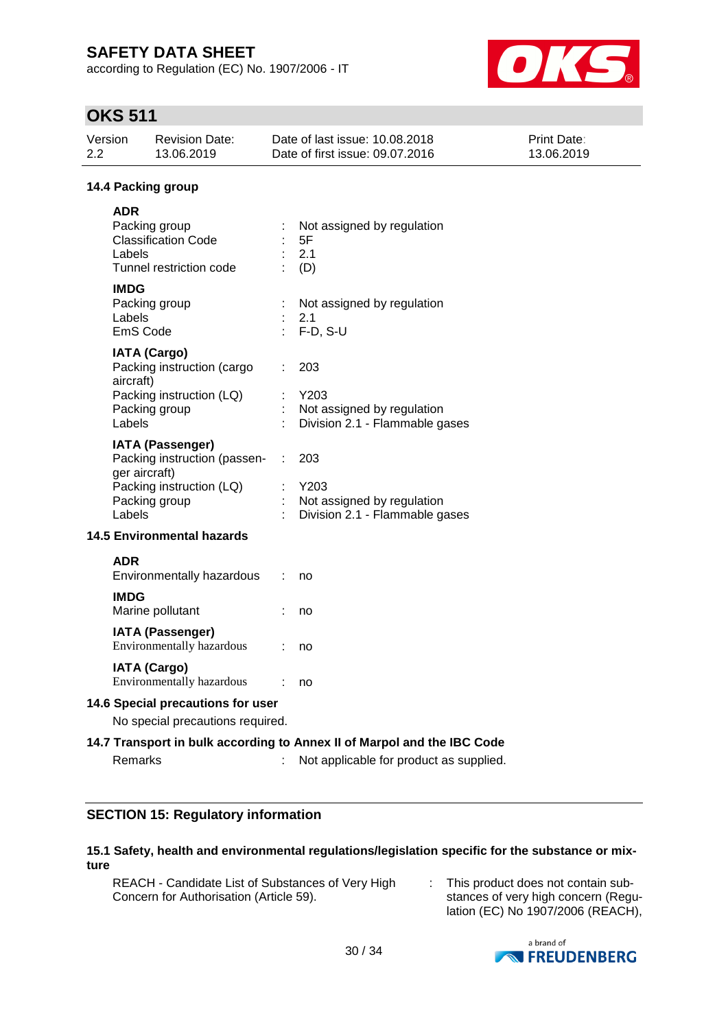### 14.4 Packing group

**ADR**

| | | |
|---|---|---|
| Packing group | : | Not assigned by regulation |
| Classification Code | : | 5F |
| Labels | : | 2.1 |
| Tunnel restriction code | : | (D) |

**IMDG**

| | | |
|---|---|---|
| Packing group | : | Not assigned by regulation |
| Labels | : | 2.1 |
| EmS Code | : | F-D, S-U |

**IATA (Cargo)**

| | | |
|---|---|---|
| Packing instruction (cargo aircraft) | : | 203 |
| Packing instruction (LQ) | : | Y203 |
| Packing group | : | Not assigned by regulation |
| Labels | : | Division 2.1 - Flammable gases |

**IATA (Passenger)**

| | | |
|---|---|---|
| Packing instruction (passenger aircraft) | : | 203 |
| Packing instruction (LQ) | : | Y203 |
| Packing group | : | Not assigned by regulation |
| Labels | : | Division 2.1 - Flammable gases |

### 14.5 Environmental hazards

**ADR**

Environmentally hazardous : no

**IMDG**

Marine pollutant : no

**IATA (Passenger)**

Environmentally hazardous : no

**IATA (Cargo)**

Environmentally hazardous : no

### 14.6 Special precautions for user

No special precautions required.

### 14.7 Transport in bulk according to Annex II of Marpol and the IBC Code

Remarks : Not applicable for product as supplied.

## SECTION 15: Regulatory information

### 15.1 Safety, health and environmental regulations/legislation specific for the substance or mixture

REACH - Candidate List of Substances of Very High Concern for Authorisation (Article 59). : This product does not contain substances of very high concern (Regulation (EC) No 1907/2006 (REACH),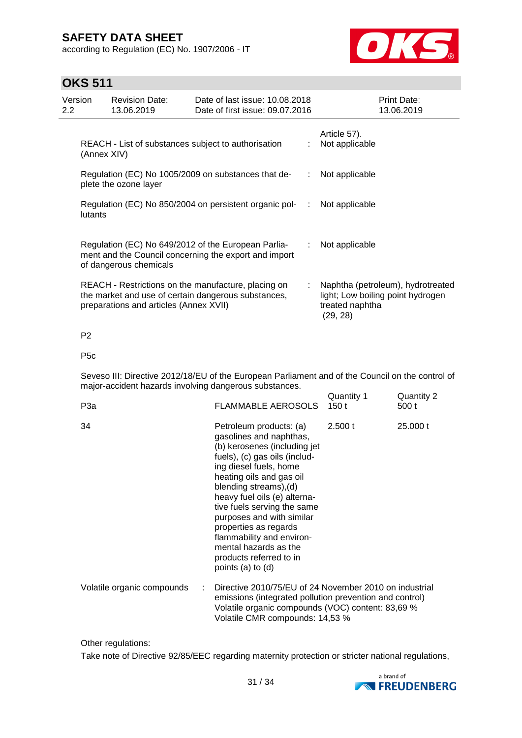| | | |
|---|---|---|
| | | Article 57). |
| REACH - List of substances subject to authorisation (Annex XIV) | : | Not applicable |
| Regulation (EC) No 1005/2009 on substances that deplete the ozone layer | : | Not applicable |
| Regulation (EC) No 850/2004 on persistent organic pollutants | : | Not applicable |
| Regulation (EC) No 649/2012 of the European Parliament and the Council concerning the export and import of dangerous chemicals | : | Not applicable |
| REACH - Restrictions on the manufacture, placing on the market and use of certain dangerous substances, preparations and articles (Annex XVII) | : | Naphtha (petroleum), hydrotreated light; Low boiling point hydrogen treated naphtha (29, 28) |

P2

P5c

Seveso III: Directive 2012/18/EU of the European Parliament and of the Council on the control of major-accident hazards involving dangerous substances.

| | | Quantity 1 | Quantity 2 |
|---|---|---|---|
| P3a | FLAMMABLE AEROSOLS | 150 t | 500 t |
| 34 | Petroleum products: (a) gasolines and naphthas, (b) kerosenes (including jet fuels), (c) gas oils (including diesel fuels, home heating oils and gas oil blending streams),(d) heavy fuel oils (e) alternative fuels serving the same purposes and with similar properties as regards flammability and environmental hazards as the products referred to in points (a) to (d) | 2.500 t | 25.000 t |

Volatile organic compounds : Directive 2010/75/EU of 24 November 2010 on industrial emissions (integrated pollution prevention and control)
Volatile organic compounds (VOC) content: 83,69 %
Volatile CMR compounds: 14,53 %

Other regulations:

Take note of Directive 92/85/EEC regarding maternity protection or stricter national regulations,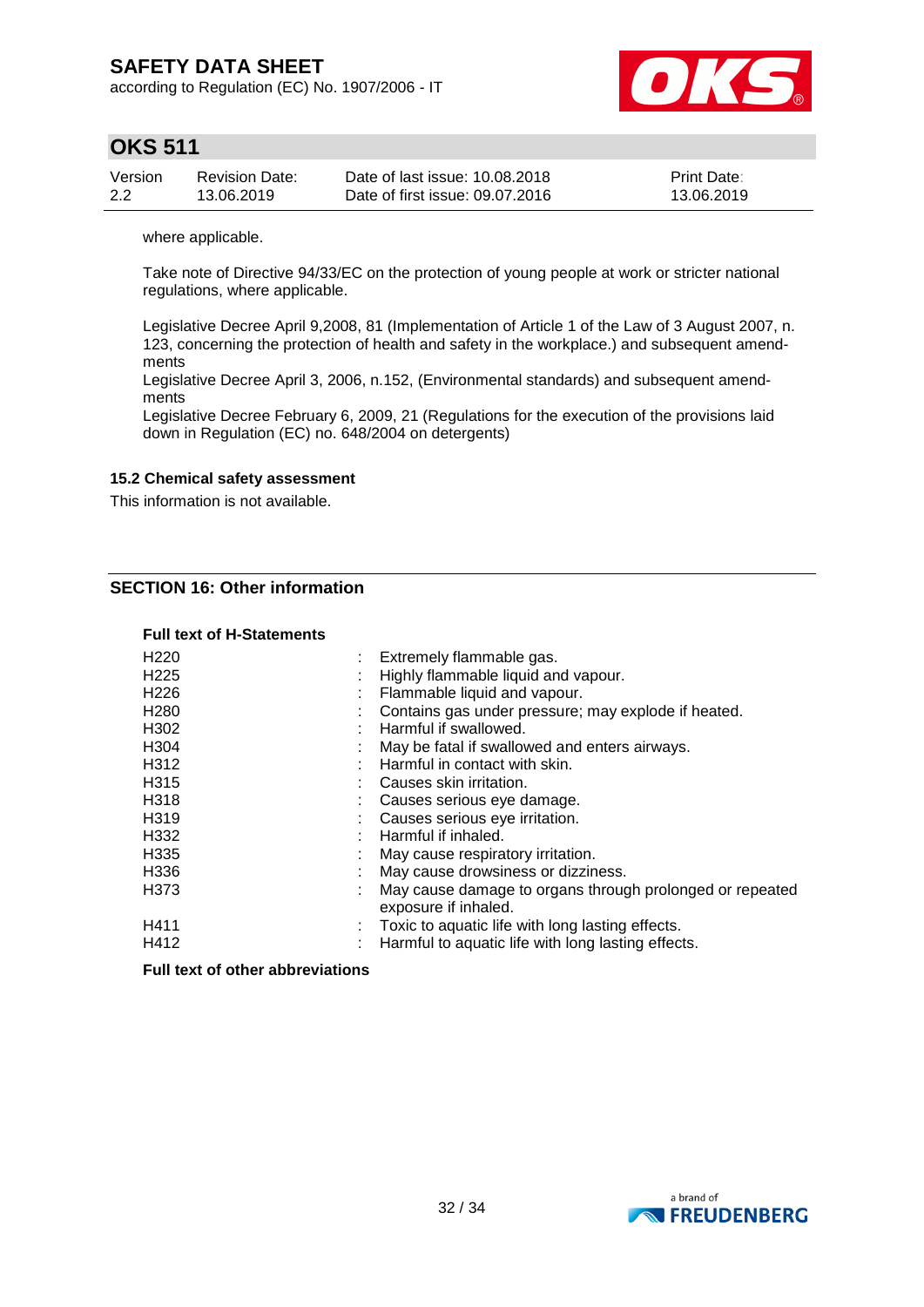where applicable.

Take note of Directive 94/33/EC on the protection of young people at work or stricter national regulations, where applicable.

Legislative Decree April 9,2008, 81 (Implementation of Article 1 of the Law of 3 August 2007, n. 123, concerning the protection of health and safety in the workplace.) and subsequent amendments
Legislative Decree April 3, 2006, n.152, (Environmental standards) and subsequent amendments
Legislative Decree February 6, 2009, 21 (Regulations for the execution of the provisions laid down in Regulation (EC) no. 648/2004 on detergents)

### 15.2 Chemical safety assessment

This information is not available.

## SECTION 16: Other information

**Full text of H-Statements**

| | | |
|---|---|---|
| H220 | : | Extremely flammable gas. |
| H225 | : | Highly flammable liquid and vapour. |
| H226 | : | Flammable liquid and vapour. |
| H280 | : | Contains gas under pressure; may explode if heated. |
| H302 | : | Harmful if swallowed. |
| H304 | : | May be fatal if swallowed and enters airways. |
| H312 | : | Harmful in contact with skin. |
| H315 | : | Causes skin irritation. |
| H318 | : | Causes serious eye damage. |
| H319 | : | Causes serious eye irritation. |
| H332 | : | Harmful if inhaled. |
| H335 | : | May cause respiratory irritation. |
| H336 | : | May cause drowsiness or dizziness. |
| H373 | : | May cause damage to organs through prolonged or repeated exposure if inhaled. |
| H411 | : | Toxic to aquatic life with long lasting effects. |
| H412 | : | Harmful to aquatic life with long lasting effects. |

**Full text of other abbreviations**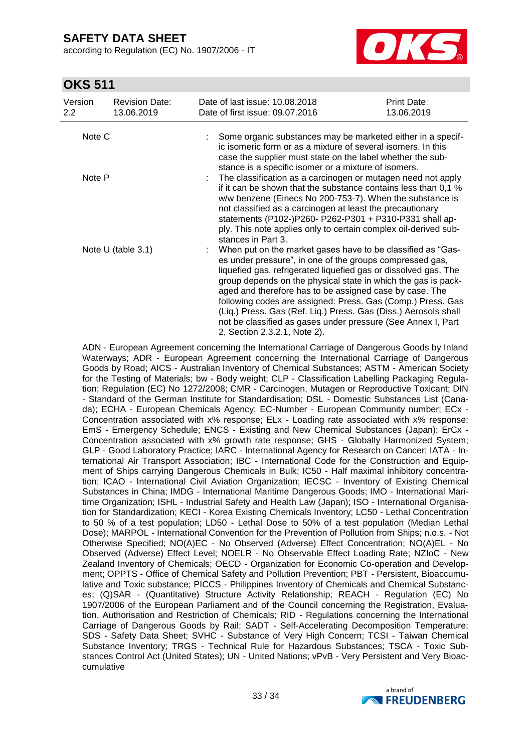| | | |
|---|---|---|
| Note C | : | Some organic substances may be marketed either in a specific isomeric form or as a mixture of several isomers. In this case the supplier must state on the label whether the substance is a specific isomer or a mixture of isomers. |
| Note P | : | The classification as a carcinogen or mutagen need not apply if it can be shown that the substance contains less than 0,1 % w/w benzene (Einecs No 200-753-7). When the substance is not classified as a carcinogen at least the precautionary statements (P102-)P260- P262-P301 + P310-P331 shall apply. This note applies only to certain complex oil-derived substances in Part 3. |
| Note U (table 3.1) | : | When put on the market gases have to be classified as "Gases under pressure", in one of the groups compressed gas, liquefied gas, refrigerated liquefied gas or dissolved gas. The group depends on the physical state in which the gas is packaged and therefore has to be assigned case by case. The following codes are assigned: Press. Gas (Comp.) Press. Gas (Liq.) Press. Gas (Ref. Liq.) Press. Gas (Diss.) Aerosols shall not be classified as gases under pressure (See Annex I, Part 2, Section 2.3.2.1, Note 2). |

ADN - European Agreement concerning the International Carriage of Dangerous Goods by Inland Waterways; ADR - European Agreement concerning the International Carriage of Dangerous Goods by Road; AICS - Australian Inventory of Chemical Substances; ASTM - American Society for the Testing of Materials; bw - Body weight; CLP - Classification Labelling Packaging Regulation; Regulation (EC) No 1272/2008; CMR - Carcinogen, Mutagen or Reproductive Toxicant; DIN - Standard of the German Institute for Standardisation; DSL - Domestic Substances List (Canada); ECHA - European Chemicals Agency; EC-Number - European Community number; ECx - Concentration associated with x% response; ELx - Loading rate associated with x% response; EmS - Emergency Schedule; ENCS - Existing and New Chemical Substances (Japan); ErCx - Concentration associated with x% growth rate response; GHS - Globally Harmonized System; GLP - Good Laboratory Practice; IARC - International Agency for Research on Cancer; IATA - International Air Transport Association; IBC - International Code for the Construction and Equipment of Ships carrying Dangerous Chemicals in Bulk; IC50 - Half maximal inhibitory concentration; ICAO - International Civil Aviation Organization; IECSC - Inventory of Existing Chemical Substances in China; IMDG - International Maritime Dangerous Goods; IMO - International Maritime Organization; ISHL - Industrial Safety and Health Law (Japan); ISO - International Organisation for Standardization; KECI - Korea Existing Chemicals Inventory; LC50 - Lethal Concentration to 50 % of a test population; LD50 - Lethal Dose to 50% of a test population (Median Lethal Dose); MARPOL - International Convention for the Prevention of Pollution from Ships; n.o.s. - Not Otherwise Specified; NO(A)EC - No Observed (Adverse) Effect Concentration; NO(A)EL - No Observed (Adverse) Effect Level; NOELR - No Observable Effect Loading Rate; NZIoC - New Zealand Inventory of Chemicals; OECD - Organization for Economic Co-operation and Development; OPPTS - Office of Chemical Safety and Pollution Prevention; PBT - Persistent, Bioaccumulative and Toxic substance; PICCS - Philippines Inventory of Chemicals and Chemical Substances; (Q)SAR - (Quantitative) Structure Activity Relationship; REACH - Regulation (EC) No 1907/2006 of the European Parliament and of the Council concerning the Registration, Evaluation, Authorisation and Restriction of Chemicals; RID - Regulations concerning the International Carriage of Dangerous Goods by Rail; SADT - Self-Accelerating Decomposition Temperature; SDS - Safety Data Sheet; SVHC - Substance of Very High Concern; TCSI - Taiwan Chemical Substance Inventory; TRGS - Technical Rule for Hazardous Substances; TSCA - Toxic Substances Control Act (United States); UN - United Nations; vPvB - Very Persistent and Very Bioaccumulative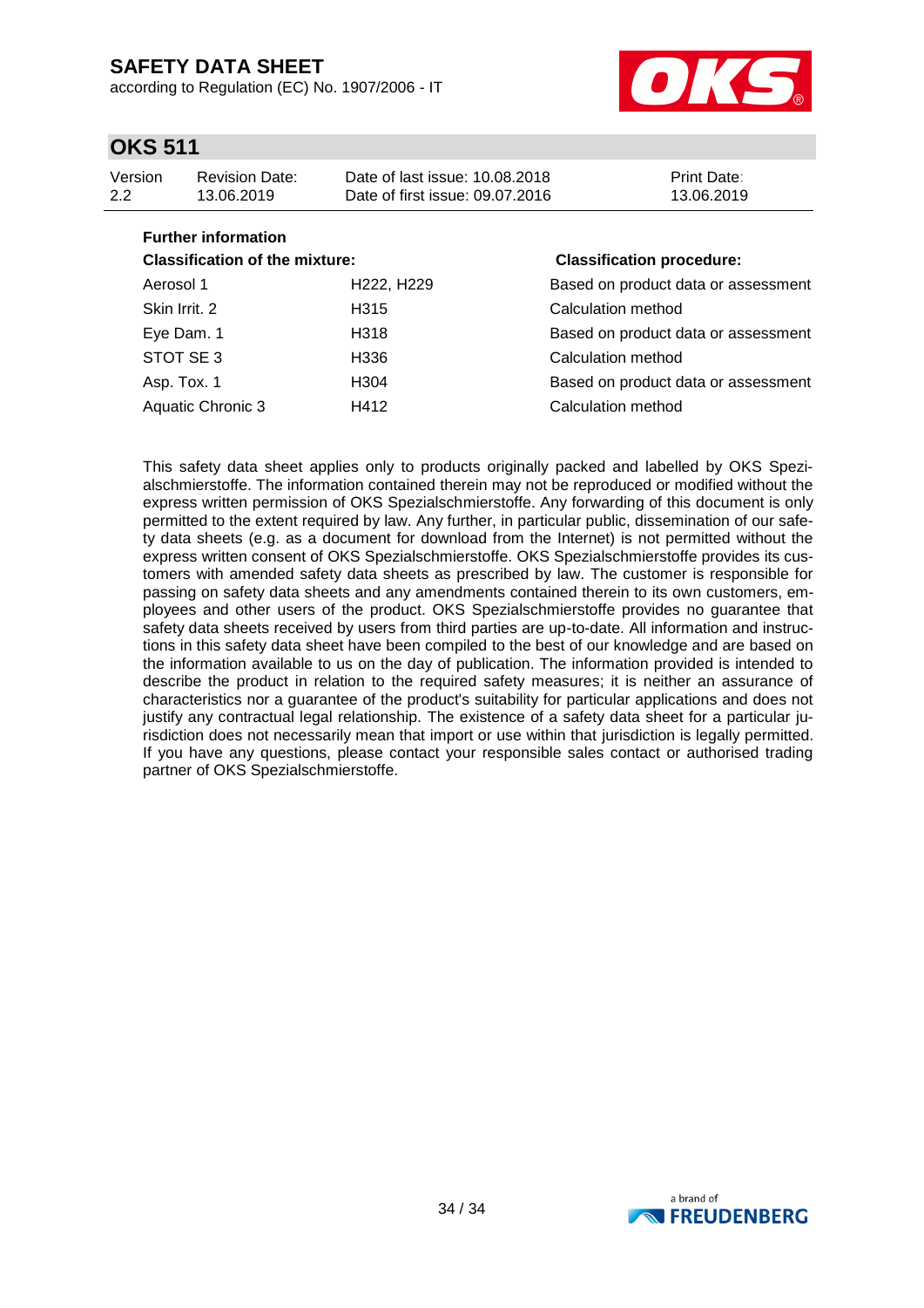**Further information**

| Classification of the mixture: | | Classification procedure: |
|---|---|---|
| Aerosol 1 | H222, H229 | Based on product data or assessment |
| Skin Irrit. 2 | H315 | Calculation method |
| Eye Dam. 1 | H318 | Based on product data or assessment |
| STOT SE 3 | H336 | Calculation method |
| Asp. Tox. 1 | H304 | Based on product data or assessment |
| Aquatic Chronic 3 | H412 | Calculation method |

This safety data sheet applies only to products originally packed and labelled by OKS Spezialschmierstoffe. The information contained therein may not be reproduced or modified without the express written permission of OKS Spezialschmierstoffe. Any forwarding of this document is only permitted to the extent required by law. Any further, in particular public, dissemination of our safety data sheets (e.g. as a document for download from the Internet) is not permitted without the express written consent of OKS Spezialschmierstoffe. OKS Spezialschmierstoffe provides its customers with amended safety data sheets as prescribed by law. The customer is responsible for passing on safety data sheets and any amendments contained therein to its own customers, employees and other users of the product. OKS Spezialschmierstoffe provides no guarantee that safety data sheets received by users from third parties are up-to-date. All information and instructions in this safety data sheet have been compiled to the best of our knowledge and are based on the information available to us on the day of publication. The information provided is intended to describe the product in relation to the required safety measures; it is neither an assurance of characteristics nor a guarantee of the product's suitability for particular applications and does not justify any contractual legal relationship. The existence of a safety data sheet for a particular jurisdiction does not necessarily mean that import or use within that jurisdiction is legally permitted. If you have any questions, please contact your responsible sales contact or authorised trading partner of OKS Spezialschmierstoffe.